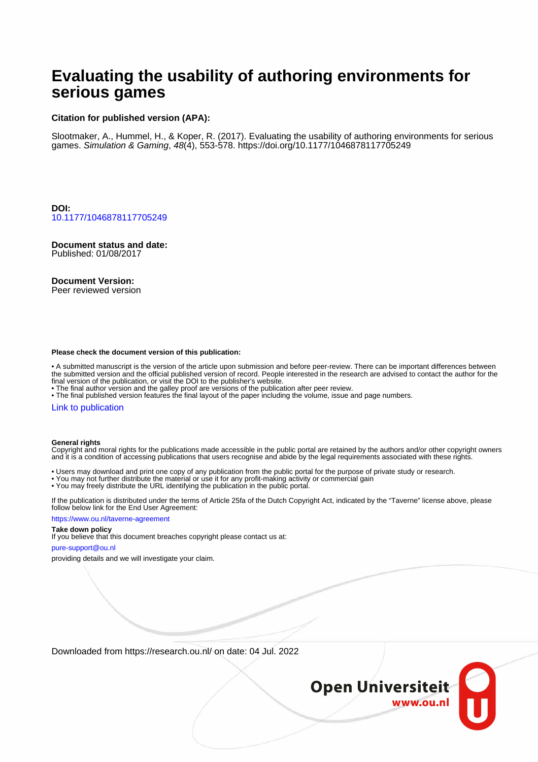# Evaluating the usability of authoring environments for serious games

**Citation for published version (APA):**

Slootmaker, A., Hummel, H., & Koper, R. (2017). Evaluating the usability of authoring environments for serious games. *Simulation & Gaming*, *48*(4), 553-578. https://doi.org/10.1177/1046878117705249

**DOI:**
10.1177/1046878117705249

**Document status and date:**
Published: 01/08/2017

**Document Version:**
Peer reviewed version

**Please check the document version of this publication:**

• A submitted manuscript is the version of the article upon submission and before peer-review. There can be important differences between the submitted version and the official published version of record. People interested in the research are advised to contact the author for the final version of the publication, or visit the DOI to the publisher's website.
• The final author version and the galley proof are versions of the publication after peer review.
• The final published version features the final layout of the paper including the volume, issue and page numbers.

Link to publication

**General rights**
Copyright and moral rights for the publications made accessible in the public portal are retained by the authors and/or other copyright owners and it is a condition of accessing publications that users recognise and abide by the legal requirements associated with these rights.

• Users may download and print one copy of any publication from the public portal for the purpose of private study or research.
• You may not further distribute the material or use it for any profit-making activity or commercial gain
• You may freely distribute the URL identifying the publication in the public portal.

If the publication is distributed under the terms of Article 25fa of the Dutch Copyright Act, indicated by the "Taverne" license above, please follow below link for the End User Agreement:

https://www.ou.nl/taverne-agreement

**Take down policy**
If you believe that this document breaches copyright please contact us at:

pure-support@ou.nl

providing details and we will investigate your claim.

Downloaded from https://research.ou.nl/ on date: 04 Jul. 2022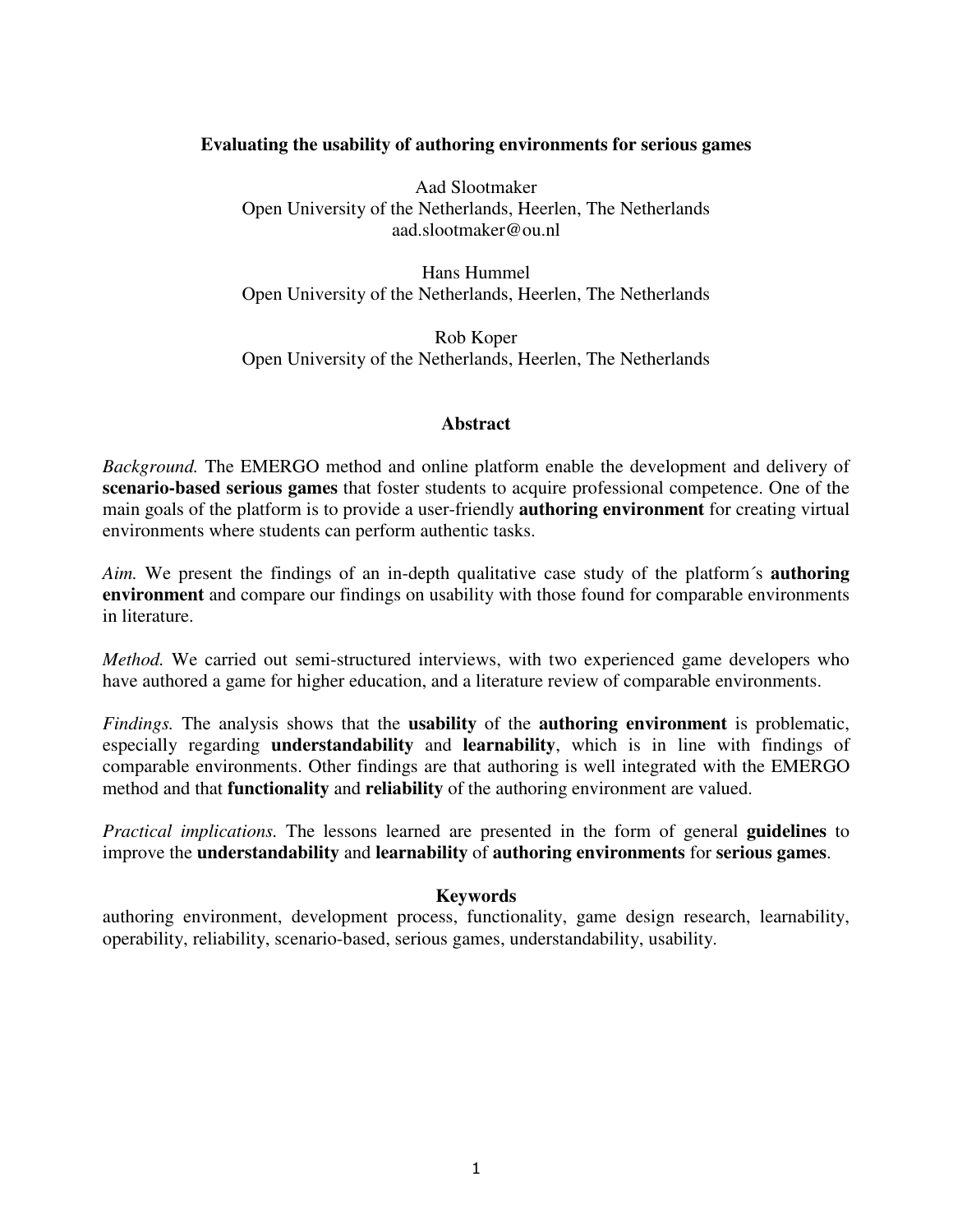**Evaluating the usability of authoring environments for serious games**

Aad Slootmaker
Open University of the Netherlands, Heerlen, The Netherlands
aad.slootmaker@ou.nl

Hans Hummel
Open University of the Netherlands, Heerlen, The Netherlands

Rob Koper
Open University of the Netherlands, Heerlen, The Netherlands

## Abstract

*Background.* The EMERGO method and online platform enable the development and delivery of **scenario-based serious games** that foster students to acquire professional competence. One of the main goals of the platform is to provide a user-friendly **authoring environment** for creating virtual environments where students can perform authentic tasks.

*Aim.* We present the findings of an in-depth qualitative case study of the platform´s **authoring environment** and compare our findings on usability with those found for comparable environments in literature.

*Method.* We carried out semi-structured interviews, with two experienced game developers who have authored a game for higher education, and a literature review of comparable environments.

*Findings.* The analysis shows that the **usability** of the **authoring environment** is problematic, especially regarding **understandability** and **learnability**, which is in line with findings of comparable environments. Other findings are that authoring is well integrated with the EMERGO method and that **functionality** and **reliability** of the authoring environment are valued.

*Practical implications.* The lessons learned are presented in the form of general **guidelines** to improve the **understandability** and **learnability** of **authoring environments** for **serious games**.

## Keywords

authoring environment, development process, functionality, game design research, learnability, operability, reliability, scenario-based, serious games, understandability, usability.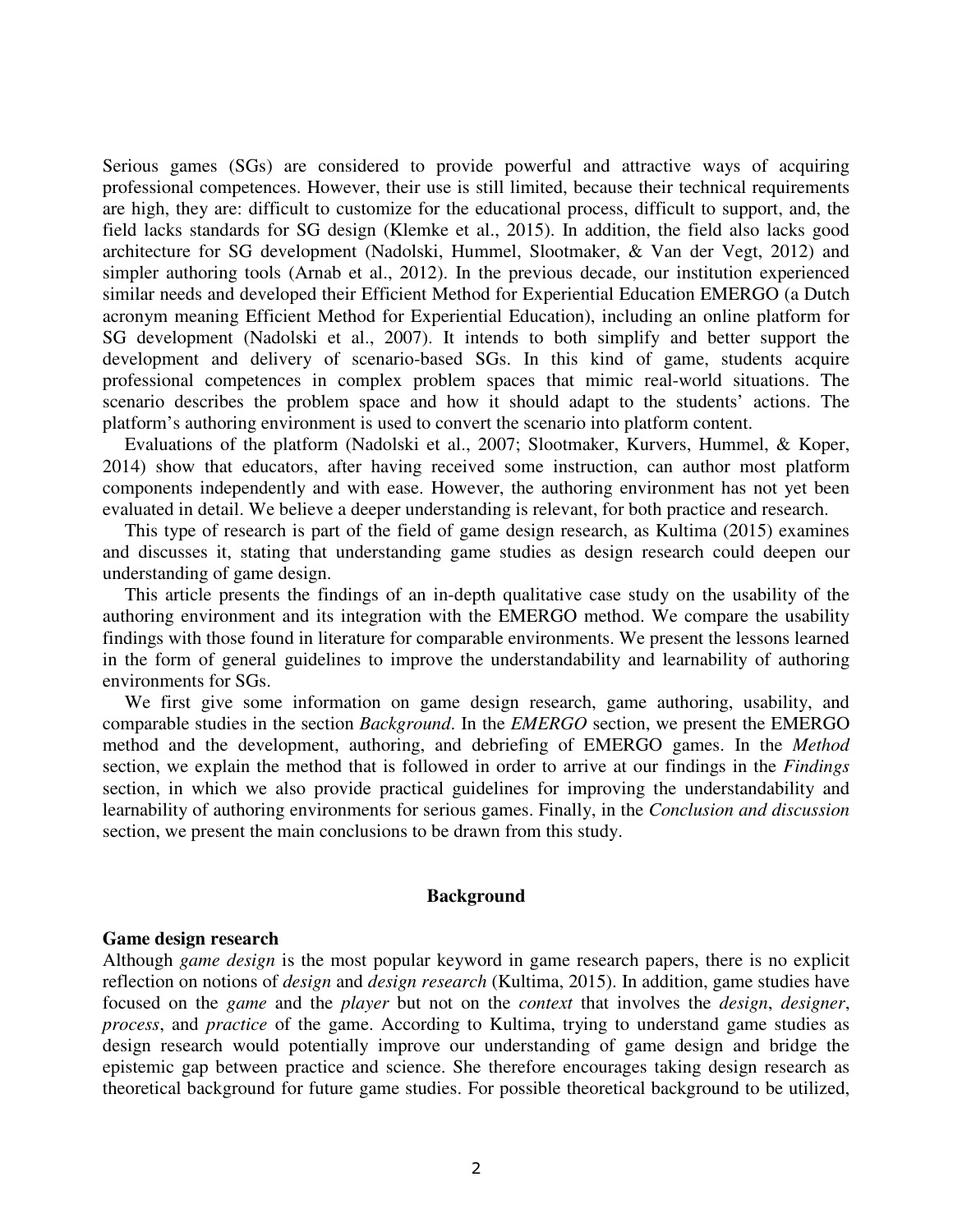Serious games (SGs) are considered to provide powerful and attractive ways of acquiring professional competences. However, their use is still limited, because their technical requirements are high, they are: difficult to customize for the educational process, difficult to support, and, the field lacks standards for SG design (Klemke et al., 2015). In addition, the field also lacks good architecture for SG development (Nadolski, Hummel, Slootmaker, & Van der Vegt, 2012) and simpler authoring tools (Arnab et al., 2012). In the previous decade, our institution experienced similar needs and developed their Efficient Method for Experiential Education EMERGO (a Dutch acronym meaning Efficient Method for Experiential Education), including an online platform for SG development (Nadolski et al., 2007). It intends to both simplify and better support the development and delivery of scenario-based SGs. In this kind of game, students acquire professional competences in complex problem spaces that mimic real-world situations. The scenario describes the problem space and how it should adapt to the students' actions. The platform's authoring environment is used to convert the scenario into platform content.

Evaluations of the platform (Nadolski et al., 2007; Slootmaker, Kurvers, Hummel, & Koper, 2014) show that educators, after having received some instruction, can author most platform components independently and with ease. However, the authoring environment has not yet been evaluated in detail. We believe a deeper understanding is relevant, for both practice and research.

This type of research is part of the field of game design research, as Kultima (2015) examines and discusses it, stating that understanding game studies as design research could deepen our understanding of game design.

This article presents the findings of an in-depth qualitative case study on the usability of the authoring environment and its integration with the EMERGO method. We compare the usability findings with those found in literature for comparable environments. We present the lessons learned in the form of general guidelines to improve the understandability and learnability of authoring environments for SGs.

We first give some information on game design research, game authoring, usability, and comparable studies in the section *Background*. In the *EMERGO* section, we present the EMERGO method and the development, authoring, and debriefing of EMERGO games. In the *Method* section, we explain the method that is followed in order to arrive at our findings in the *Findings* section, in which we also provide practical guidelines for improving the understandability and learnability of authoring environments for serious games. Finally, in the *Conclusion and discussion* section, we present the main conclusions to be drawn from this study.

## Background

### Game design research

Although *game design* is the most popular keyword in game research papers, there is no explicit reflection on notions of *design* and *design research* (Kultima, 2015). In addition, game studies have focused on the *game* and the *player* but not on the *context* that involves the *design*, *designer*, *process*, and *practice* of the game. According to Kultima, trying to understand game studies as design research would potentially improve our understanding of game design and bridge the epistemic gap between practice and science. She therefore encourages taking design research as theoretical background for future game studies. For possible theoretical background to be utilized,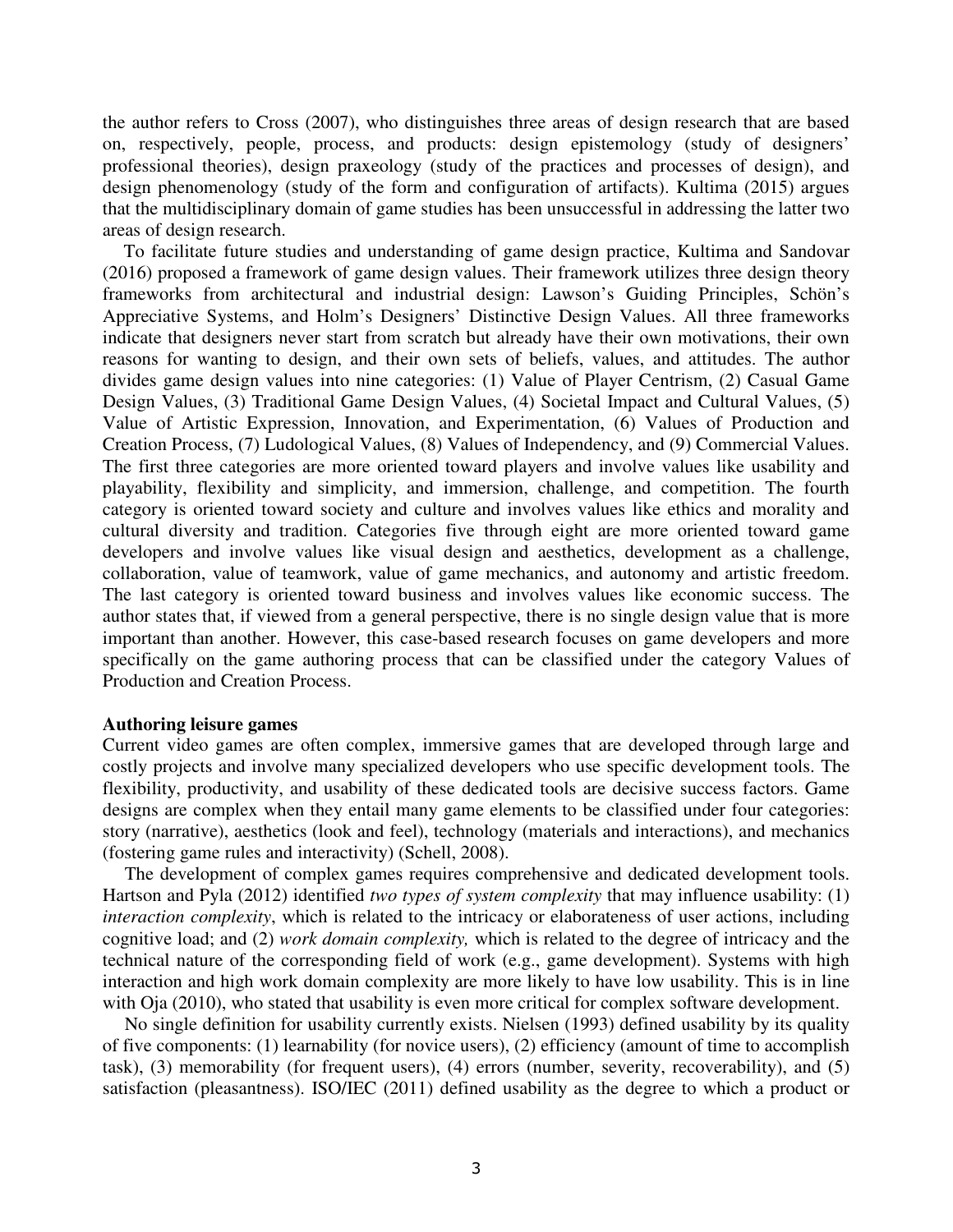the author refers to Cross (2007), who distinguishes three areas of design research that are based on, respectively, people, process, and products: design epistemology (study of designers' professional theories), design praxeology (study of the practices and processes of design), and design phenomenology (study of the form and configuration of artifacts). Kultima (2015) argues that the multidisciplinary domain of game studies has been unsuccessful in addressing the latter two areas of design research.

To facilitate future studies and understanding of game design practice, Kultima and Sandovar (2016) proposed a framework of game design values. Their framework utilizes three design theory frameworks from architectural and industrial design: Lawson's Guiding Principles, Schön's Appreciative Systems, and Holm's Designers' Distinctive Design Values. All three frameworks indicate that designers never start from scratch but already have their own motivations, their own reasons for wanting to design, and their own sets of beliefs, values, and attitudes. The author divides game design values into nine categories: (1) Value of Player Centrism, (2) Casual Game Design Values, (3) Traditional Game Design Values, (4) Societal Impact and Cultural Values, (5) Value of Artistic Expression, Innovation, and Experimentation, (6) Values of Production and Creation Process, (7) Ludological Values, (8) Values of Independency, and (9) Commercial Values. The first three categories are more oriented toward players and involve values like usability and playability, flexibility and simplicity, and immersion, challenge, and competition. The fourth category is oriented toward society and culture and involves values like ethics and morality and cultural diversity and tradition. Categories five through eight are more oriented toward game developers and involve values like visual design and aesthetics, development as a challenge, collaboration, value of teamwork, value of game mechanics, and autonomy and artistic freedom. The last category is oriented toward business and involves values like economic success. The author states that, if viewed from a general perspective, there is no single design value that is more important than another. However, this case-based research focuses on game developers and more specifically on the game authoring process that can be classified under the category Values of Production and Creation Process.

**Authoring leisure games**

Current video games are often complex, immersive games that are developed through large and costly projects and involve many specialized developers who use specific development tools. The flexibility, productivity, and usability of these dedicated tools are decisive success factors. Game designs are complex when they entail many game elements to be classified under four categories: story (narrative), aesthetics (look and feel), technology (materials and interactions), and mechanics (fostering game rules and interactivity) (Schell, 2008).

The development of complex games requires comprehensive and dedicated development tools. Hartson and Pyla (2012) identified *two types of system complexity* that may influence usability: (1) *interaction complexity*, which is related to the intricacy or elaborateness of user actions, including cognitive load; and (2) *work domain complexity,* which is related to the degree of intricacy and the technical nature of the corresponding field of work (e.g., game development). Systems with high interaction and high work domain complexity are more likely to have low usability. This is in line with Oja (2010), who stated that usability is even more critical for complex software development.

No single definition for usability currently exists. Nielsen (1993) defined usability by its quality of five components: (1) learnability (for novice users), (2) efficiency (amount of time to accomplish task), (3) memorability (for frequent users), (4) errors (number, severity, recoverability), and (5) satisfaction (pleasantness). ISO/IEC (2011) defined usability as the degree to which a product or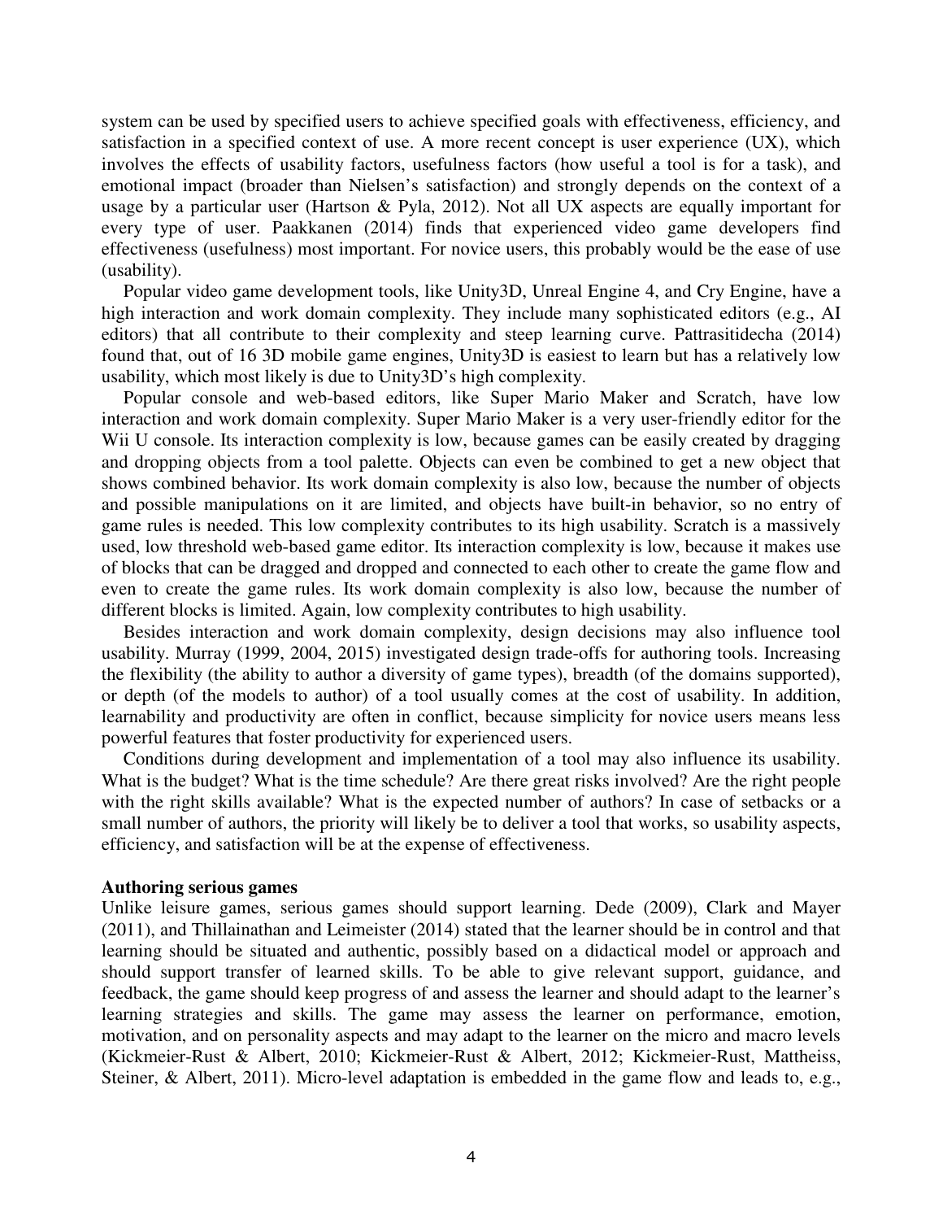system can be used by specified users to achieve specified goals with effectiveness, efficiency, and satisfaction in a specified context of use. A more recent concept is user experience (UX), which involves the effects of usability factors, usefulness factors (how useful a tool is for a task), and emotional impact (broader than Nielsen's satisfaction) and strongly depends on the context of a usage by a particular user (Hartson & Pyla, 2012). Not all UX aspects are equally important for every type of user. Paakkanen (2014) finds that experienced video game developers find effectiveness (usefulness) most important. For novice users, this probably would be the ease of use (usability).

Popular video game development tools, like Unity3D, Unreal Engine 4, and Cry Engine, have a high interaction and work domain complexity. They include many sophisticated editors (e.g., AI editors) that all contribute to their complexity and steep learning curve. Pattrasitidecha (2014) found that, out of 16 3D mobile game engines, Unity3D is easiest to learn but has a relatively low usability, which most likely is due to Unity3D's high complexity.

Popular console and web-based editors, like Super Mario Maker and Scratch, have low interaction and work domain complexity. Super Mario Maker is a very user-friendly editor for the Wii U console. Its interaction complexity is low, because games can be easily created by dragging and dropping objects from a tool palette. Objects can even be combined to get a new object that shows combined behavior. Its work domain complexity is also low, because the number of objects and possible manipulations on it are limited, and objects have built-in behavior, so no entry of game rules is needed. This low complexity contributes to its high usability. Scratch is a massively used, low threshold web-based game editor. Its interaction complexity is low, because it makes use of blocks that can be dragged and dropped and connected to each other to create the game flow and even to create the game rules. Its work domain complexity is also low, because the number of different blocks is limited. Again, low complexity contributes to high usability.

Besides interaction and work domain complexity, design decisions may also influence tool usability. Murray (1999, 2004, 2015) investigated design trade-offs for authoring tools. Increasing the flexibility (the ability to author a diversity of game types), breadth (of the domains supported), or depth (of the models to author) of a tool usually comes at the cost of usability. In addition, learnability and productivity are often in conflict, because simplicity for novice users means less powerful features that foster productivity for experienced users.

Conditions during development and implementation of a tool may also influence its usability. What is the budget? What is the time schedule? Are there great risks involved? Are the right people with the right skills available? What is the expected number of authors? In case of setbacks or a small number of authors, the priority will likely be to deliver a tool that works, so usability aspects, efficiency, and satisfaction will be at the expense of effectiveness.

**Authoring serious games**

Unlike leisure games, serious games should support learning. Dede (2009), Clark and Mayer (2011), and Thillainathan and Leimeister (2014) stated that the learner should be in control and that learning should be situated and authentic, possibly based on a didactical model or approach and should support transfer of learned skills. To be able to give relevant support, guidance, and feedback, the game should keep progress of and assess the learner and should adapt to the learner's learning strategies and skills. The game may assess the learner on performance, emotion, motivation, and on personality aspects and may adapt to the learner on the micro and macro levels (Kickmeier-Rust & Albert, 2010; Kickmeier-Rust & Albert, 2012; Kickmeier-Rust, Mattheiss, Steiner, & Albert, 2011). Micro-level adaptation is embedded in the game flow and leads to, e.g.,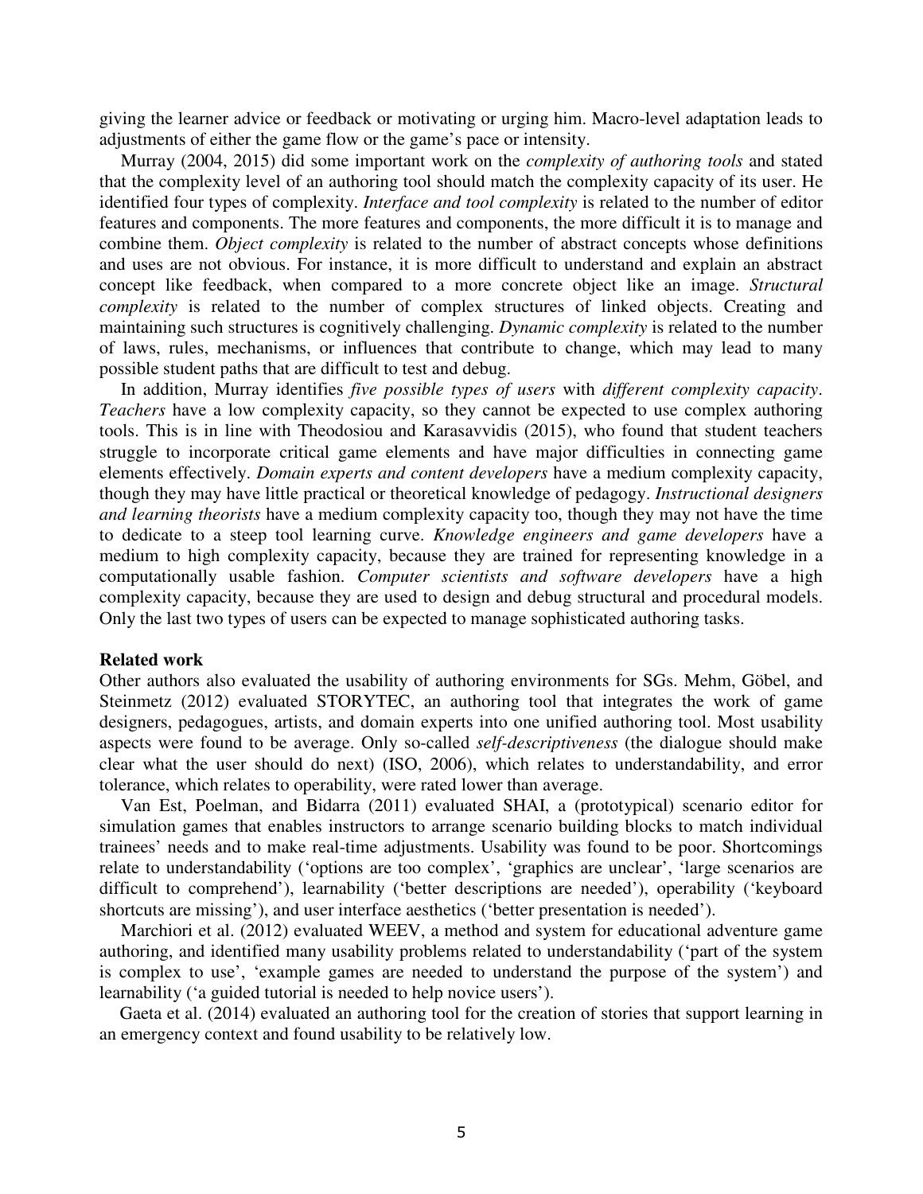giving the learner advice or feedback or motivating or urging him. Macro-level adaptation leads to adjustments of either the game flow or the game's pace or intensity.

Murray (2004, 2015) did some important work on the *complexity of authoring tools* and stated that the complexity level of an authoring tool should match the complexity capacity of its user. He identified four types of complexity. *Interface and tool complexity* is related to the number of editor features and components. The more features and components, the more difficult it is to manage and combine them. *Object complexity* is related to the number of abstract concepts whose definitions and uses are not obvious. For instance, it is more difficult to understand and explain an abstract concept like feedback, when compared to a more concrete object like an image. *Structural complexity* is related to the number of complex structures of linked objects. Creating and maintaining such structures is cognitively challenging. *Dynamic complexity* is related to the number of laws, rules, mechanisms, or influences that contribute to change, which may lead to many possible student paths that are difficult to test and debug.

In addition, Murray identifies *five possible types of users* with *different complexity capacity*. *Teachers* have a low complexity capacity, so they cannot be expected to use complex authoring tools. This is in line with Theodosiou and Karasavvidis (2015), who found that student teachers struggle to incorporate critical game elements and have major difficulties in connecting game elements effectively. *Domain experts and content developers* have a medium complexity capacity, though they may have little practical or theoretical knowledge of pedagogy. *Instructional designers and learning theorists* have a medium complexity capacity too, though they may not have the time to dedicate to a steep tool learning curve. *Knowledge engineers and game developers* have a medium to high complexity capacity, because they are trained for representing knowledge in a computationally usable fashion. *Computer scientists and software developers* have a high complexity capacity, because they are used to design and debug structural and procedural models. Only the last two types of users can be expected to manage sophisticated authoring tasks.

**Related work**

Other authors also evaluated the usability of authoring environments for SGs. Mehm, Göbel, and Steinmetz (2012) evaluated STORYTEC, an authoring tool that integrates the work of game designers, pedagogues, artists, and domain experts into one unified authoring tool. Most usability aspects were found to be average. Only so-called *self-descriptiveness* (the dialogue should make clear what the user should do next) (ISO, 2006), which relates to understandability, and error tolerance, which relates to operability, were rated lower than average.

Van Est, Poelman, and Bidarra (2011) evaluated SHAI, a (prototypical) scenario editor for simulation games that enables instructors to arrange scenario building blocks to match individual trainees' needs and to make real-time adjustments. Usability was found to be poor. Shortcomings relate to understandability ('options are too complex', 'graphics are unclear', 'large scenarios are difficult to comprehend'), learnability ('better descriptions are needed'), operability ('keyboard shortcuts are missing'), and user interface aesthetics ('better presentation is needed').

Marchiori et al. (2012) evaluated WEEV, a method and system for educational adventure game authoring, and identified many usability problems related to understandability ('part of the system is complex to use', 'example games are needed to understand the purpose of the system') and learnability ('a guided tutorial is needed to help novice users').

Gaeta et al. (2014) evaluated an authoring tool for the creation of stories that support learning in an emergency context and found usability to be relatively low.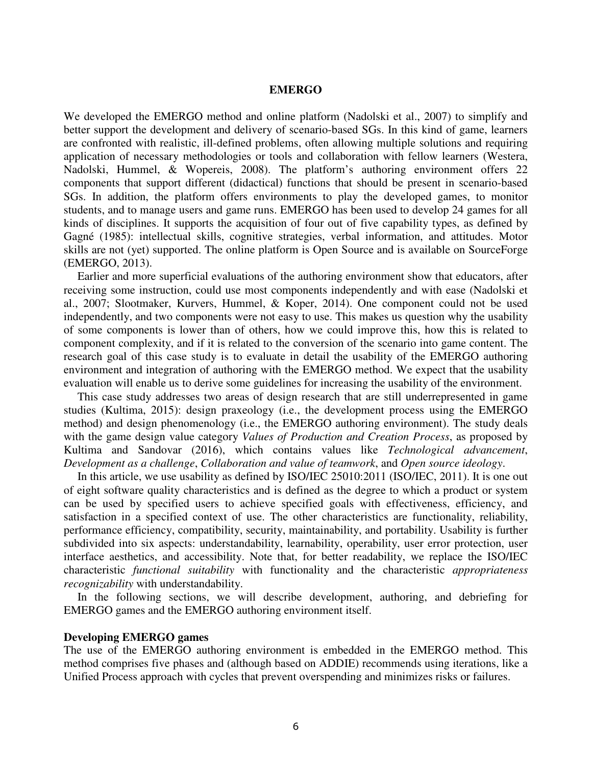## EMERGO

We developed the EMERGO method and online platform (Nadolski et al., 2007) to simplify and better support the development and delivery of scenario-based SGs. In this kind of game, learners are confronted with realistic, ill-defined problems, often allowing multiple solutions and requiring application of necessary methodologies or tools and collaboration with fellow learners (Westera, Nadolski, Hummel, & Wopereis, 2008). The platform's authoring environment offers 22 components that support different (didactical) functions that should be present in scenario-based SGs. In addition, the platform offers environments to play the developed games, to monitor students, and to manage users and game runs. EMERGO has been used to develop 24 games for all kinds of disciplines. It supports the acquisition of four out of five capability types, as defined by Gagné (1985): intellectual skills, cognitive strategies, verbal information, and attitudes. Motor skills are not (yet) supported. The online platform is Open Source and is available on SourceForge (EMERGO, 2013).

Earlier and more superficial evaluations of the authoring environment show that educators, after receiving some instruction, could use most components independently and with ease (Nadolski et al., 2007; Slootmaker, Kurvers, Hummel, & Koper, 2014). One component could not be used independently, and two components were not easy to use. This makes us question why the usability of some components is lower than of others, how we could improve this, how this is related to component complexity, and if it is related to the conversion of the scenario into game content. The research goal of this case study is to evaluate in detail the usability of the EMERGO authoring environment and integration of authoring with the EMERGO method. We expect that the usability evaluation will enable us to derive some guidelines for increasing the usability of the environment.

This case study addresses two areas of design research that are still underrepresented in game studies (Kultima, 2015): design praxeology (i.e., the development process using the EMERGO method) and design phenomenology (i.e., the EMERGO authoring environment). The study deals with the game design value category *Values of Production and Creation Process*, as proposed by Kultima and Sandovar (2016), which contains values like *Technological advancement*, *Development as a challenge*, *Collaboration and value of teamwork*, and *Open source ideology*.

In this article, we use usability as defined by ISO/IEC 25010:2011 (ISO/IEC, 2011). It is one out of eight software quality characteristics and is defined as the degree to which a product or system can be used by specified users to achieve specified goals with effectiveness, efficiency, and satisfaction in a specified context of use. The other characteristics are functionality, reliability, performance efficiency, compatibility, security, maintainability, and portability. Usability is further subdivided into six aspects: understandability, learnability, operability, user error protection, user interface aesthetics, and accessibility. Note that, for better readability, we replace the ISO/IEC characteristic *functional suitability* with functionality and the characteristic *appropriateness recognizability* with understandability.

In the following sections, we will describe development, authoring, and debriefing for EMERGO games and the EMERGO authoring environment itself.

### Developing EMERGO games

The use of the EMERGO authoring environment is embedded in the EMERGO method. This method comprises five phases and (although based on ADDIE) recommends using iterations, like a Unified Process approach with cycles that prevent overspending and minimizes risks or failures.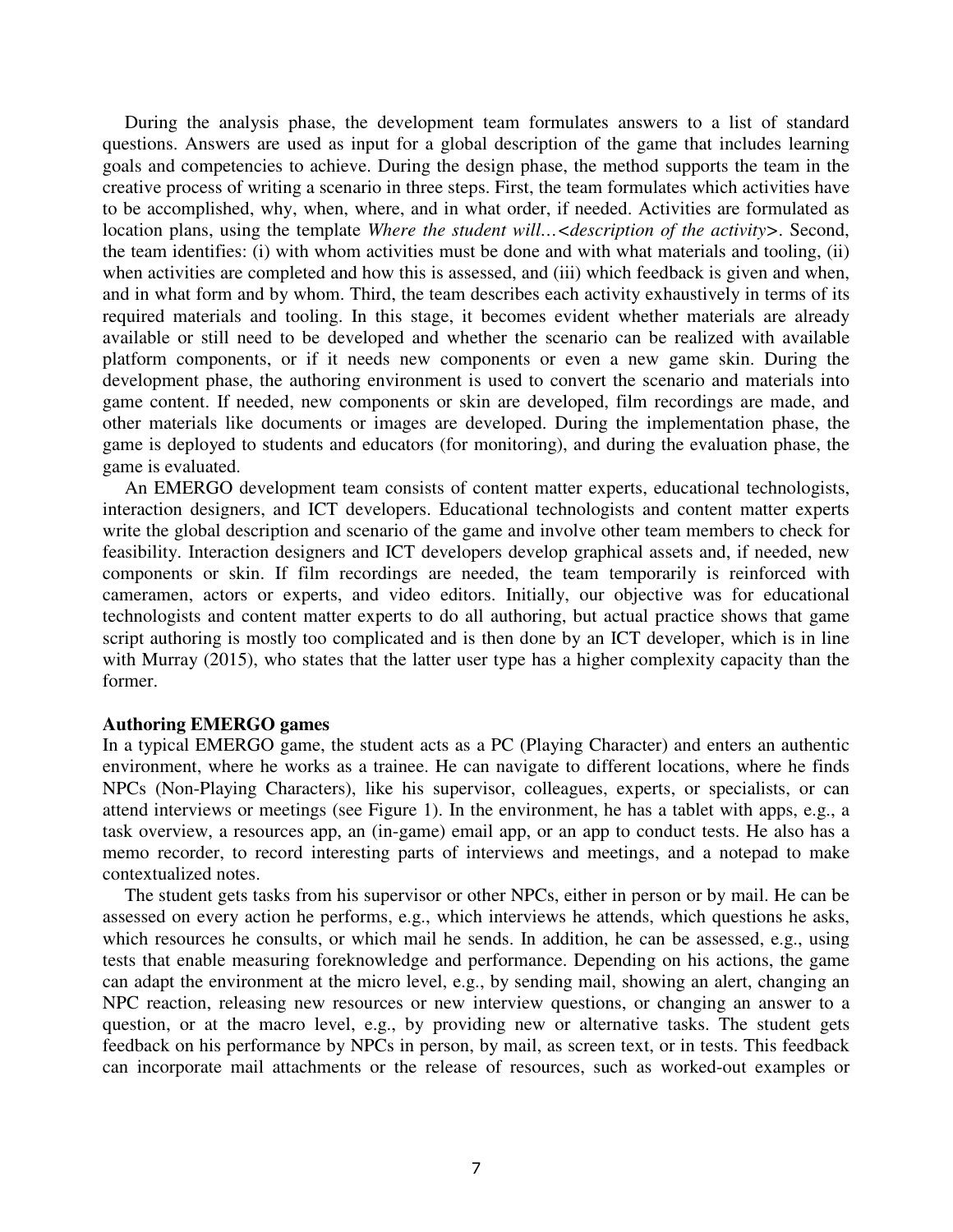During the analysis phase, the development team formulates answers to a list of standard questions. Answers are used as input for a global description of the game that includes learning goals and competencies to achieve. During the design phase, the method supports the team in the creative process of writing a scenario in three steps. First, the team formulates which activities have to be accomplished, why, when, where, and in what order, if needed. Activities are formulated as location plans, using the template *Where the student will…<description of the activity>*. Second, the team identifies: (i) with whom activities must be done and with what materials and tooling, (ii) when activities are completed and how this is assessed, and (iii) which feedback is given and when, and in what form and by whom. Third, the team describes each activity exhaustively in terms of its required materials and tooling. In this stage, it becomes evident whether materials are already available or still need to be developed and whether the scenario can be realized with available platform components, or if it needs new components or even a new game skin. During the development phase, the authoring environment is used to convert the scenario and materials into game content. If needed, new components or skin are developed, film recordings are made, and other materials like documents or images are developed. During the implementation phase, the game is deployed to students and educators (for monitoring), and during the evaluation phase, the game is evaluated.

An EMERGO development team consists of content matter experts, educational technologists, interaction designers, and ICT developers. Educational technologists and content matter experts write the global description and scenario of the game and involve other team members to check for feasibility. Interaction designers and ICT developers develop graphical assets and, if needed, new components or skin. If film recordings are needed, the team temporarily is reinforced with cameramen, actors or experts, and video editors. Initially, our objective was for educational technologists and content matter experts to do all authoring, but actual practice shows that game script authoring is mostly too complicated and is then done by an ICT developer, which is in line with Murray (2015), who states that the latter user type has a higher complexity capacity than the former.

**Authoring EMERGO games**

In a typical EMERGO game, the student acts as a PC (Playing Character) and enters an authentic environment, where he works as a trainee. He can navigate to different locations, where he finds NPCs (Non-Playing Characters), like his supervisor, colleagues, experts, or specialists, or can attend interviews or meetings (see Figure 1). In the environment, he has a tablet with apps, e.g., a task overview, a resources app, an (in-game) email app, or an app to conduct tests. He also has a memo recorder, to record interesting parts of interviews and meetings, and a notepad to make contextualized notes.

The student gets tasks from his supervisor or other NPCs, either in person or by mail. He can be assessed on every action he performs, e.g., which interviews he attends, which questions he asks, which resources he consults, or which mail he sends. In addition, he can be assessed, e.g., using tests that enable measuring foreknowledge and performance. Depending on his actions, the game can adapt the environment at the micro level, e.g., by sending mail, showing an alert, changing an NPC reaction, releasing new resources or new interview questions, or changing an answer to a question, or at the macro level, e.g., by providing new or alternative tasks. The student gets feedback on his performance by NPCs in person, by mail, as screen text, or in tests. This feedback can incorporate mail attachments or the release of resources, such as worked-out examples or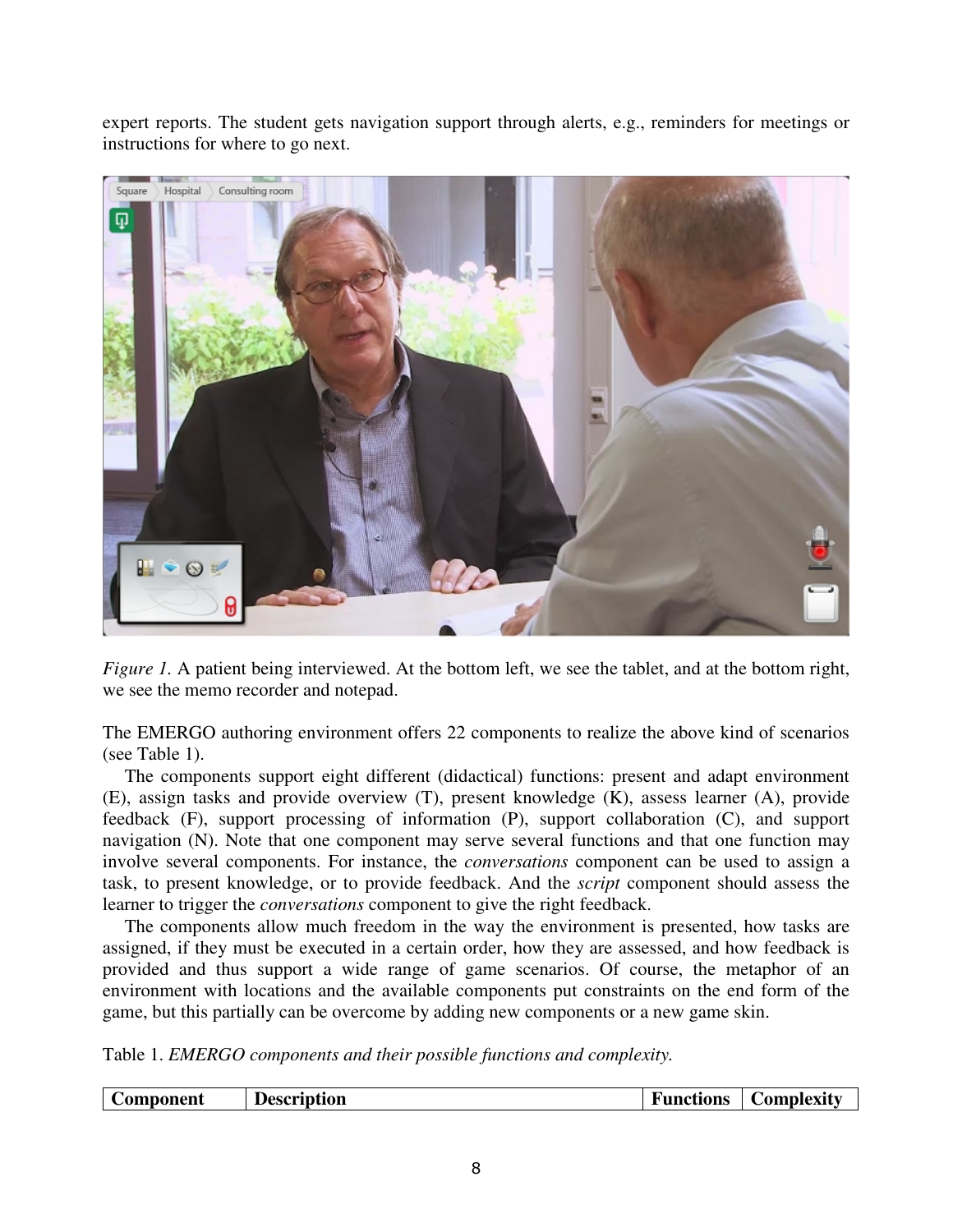expert reports. The student gets navigation support through alerts, e.g., reminders for meetings or instructions for where to go next.

*Figure 1.* A patient being interviewed. At the bottom left, we see the tablet, and at the bottom right, we see the memo recorder and notepad.

The EMERGO authoring environment offers 22 components to realize the above kind of scenarios (see Table 1).

The components support eight different (didactical) functions: present and adapt environment (E), assign tasks and provide overview (T), present knowledge (K), assess learner (A), provide feedback (F), support processing of information (P), support collaboration (C), and support navigation (N). Note that one component may serve several functions and that one function may involve several components. For instance, the *conversations* component can be used to assign a task, to present knowledge, or to provide feedback. And the *script* component should assess the learner to trigger the *conversations* component to give the right feedback.

The components allow much freedom in the way the environment is presented, how tasks are assigned, if they must be executed in a certain order, how they are assessed, and how feedback is provided and thus support a wide range of game scenarios. Of course, the metaphor of an environment with locations and the available components put constraints on the end form of the game, but this partially can be overcome by adding new components or a new game skin.

Table 1. *EMERGO components and their possible functions and complexity.*

| Component | Description | Functions | Complexity |
|---|---|---|---|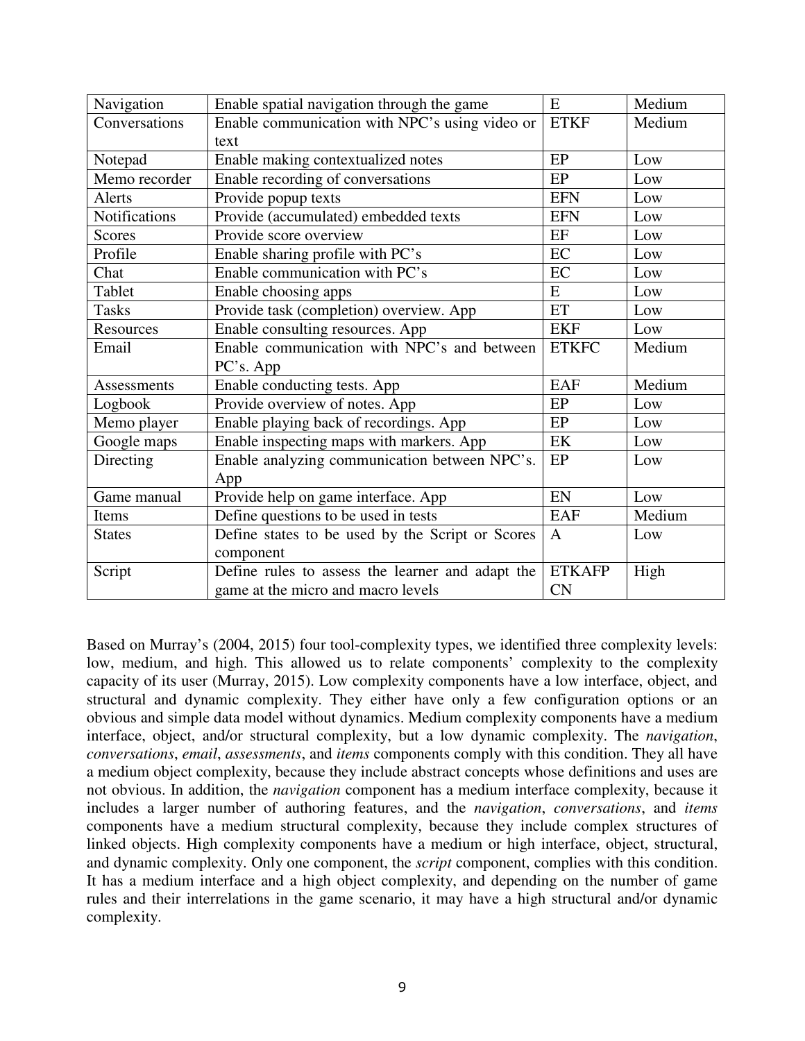| | | | |
|---|---|---|---|
| Navigation | Enable spatial navigation through the game | E | Medium |
| Conversations | Enable communication with NPC's using video or text | ETKF | Medium |
| Notepad | Enable making contextualized notes | EP | Low |
| Memo recorder | Enable recording of conversations | EP | Low |
| Alerts | Provide popup texts | EFN | Low |
| Notifications | Provide (accumulated) embedded texts | EFN | Low |
| Scores | Provide score overview | EF | Low |
| Profile | Enable sharing profile with PC's | EC | Low |
| Chat | Enable communication with PC's | EC | Low |
| Tablet | Enable choosing apps | E | Low |
| Tasks | Provide task (completion) overview. App | ET | Low |
| Resources | Enable consulting resources. App | EKF | Low |
| Email | Enable communication with NPC's and between PC's. App | ETKFC | Medium |
| Assessments | Enable conducting tests. App | EAF | Medium |
| Logbook | Provide overview of notes. App | EP | Low |
| Memo player | Enable playing back of recordings. App | EP | Low |
| Google maps | Enable inspecting maps with markers. App | EK | Low |
| Directing | Enable analyzing communication between NPC's. App | EP | Low |
| Game manual | Provide help on game interface. App | EN | Low |
| Items | Define questions to be used in tests | EAF | Medium |
| States | Define states to be used by the Script or Scores component | A | Low |
| Script | Define rules to assess the learner and adapt the game at the micro and macro levels | ETKAFP CN | High |

Based on Murray's (2004, 2015) four tool-complexity types, we identified three complexity levels: low, medium, and high. This allowed us to relate components' complexity to the complexity capacity of its user (Murray, 2015). Low complexity components have a low interface, object, and structural and dynamic complexity. They either have only a few configuration options or an obvious and simple data model without dynamics. Medium complexity components have a medium interface, object, and/or structural complexity, but a low dynamic complexity. The *navigation*, *conversations*, *email*, *assessments*, and *items* components comply with this condition. They all have a medium object complexity, because they include abstract concepts whose definitions and uses are not obvious. In addition, the *navigation* component has a medium interface complexity, because it includes a larger number of authoring features, and the *navigation*, *conversations*, and *items* components have a medium structural complexity, because they include complex structures of linked objects. High complexity components have a medium or high interface, object, structural, and dynamic complexity. Only one component, the *script* component, complies with this condition. It has a medium interface and a high object complexity, and depending on the number of game rules and their interrelations in the game scenario, it may have a high structural and/or dynamic complexity.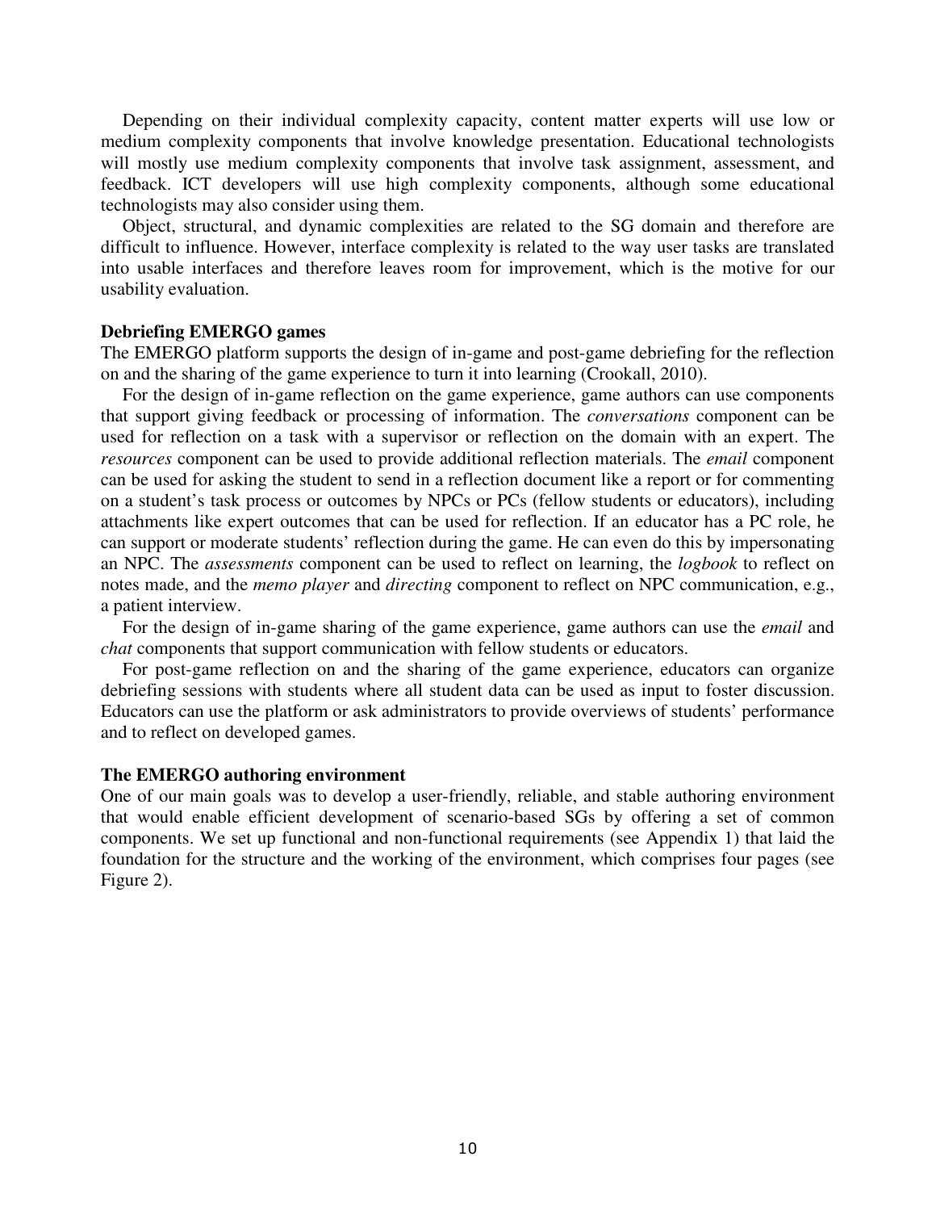Depending on their individual complexity capacity, content matter experts will use low or medium complexity components that involve knowledge presentation. Educational technologists will mostly use medium complexity components that involve task assignment, assessment, and feedback. ICT developers will use high complexity components, although some educational technologists may also consider using them.

Object, structural, and dynamic complexities are related to the SG domain and therefore are difficult to influence. However, interface complexity is related to the way user tasks are translated into usable interfaces and therefore leaves room for improvement, which is the motive for our usability evaluation.

**Debriefing EMERGO games**

The EMERGO platform supports the design of in-game and post-game debriefing for the reflection on and the sharing of the game experience to turn it into learning (Crookall, 2010).

For the design of in-game reflection on the game experience, game authors can use components that support giving feedback or processing of information. The *conversations* component can be used for reflection on a task with a supervisor or reflection on the domain with an expert. The *resources* component can be used to provide additional reflection materials. The *email* component can be used for asking the student to send in a reflection document like a report or for commenting on a student's task process or outcomes by NPCs or PCs (fellow students or educators), including attachments like expert outcomes that can be used for reflection. If an educator has a PC role, he can support or moderate students' reflection during the game. He can even do this by impersonating an NPC. The *assessments* component can be used to reflect on learning, the *logbook* to reflect on notes made, and the *memo player* and *directing* component to reflect on NPC communication, e.g., a patient interview.

For the design of in-game sharing of the game experience, game authors can use the *email* and *chat* components that support communication with fellow students or educators.

For post-game reflection on and the sharing of the game experience, educators can organize debriefing sessions with students where all student data can be used as input to foster discussion. Educators can use the platform or ask administrators to provide overviews of students' performance and to reflect on developed games.

**The EMERGO authoring environment**

One of our main goals was to develop a user-friendly, reliable, and stable authoring environment that would enable efficient development of scenario-based SGs by offering a set of common components. We set up functional and non-functional requirements (see Appendix 1) that laid the foundation for the structure and the working of the environment, which comprises four pages (see Figure 2).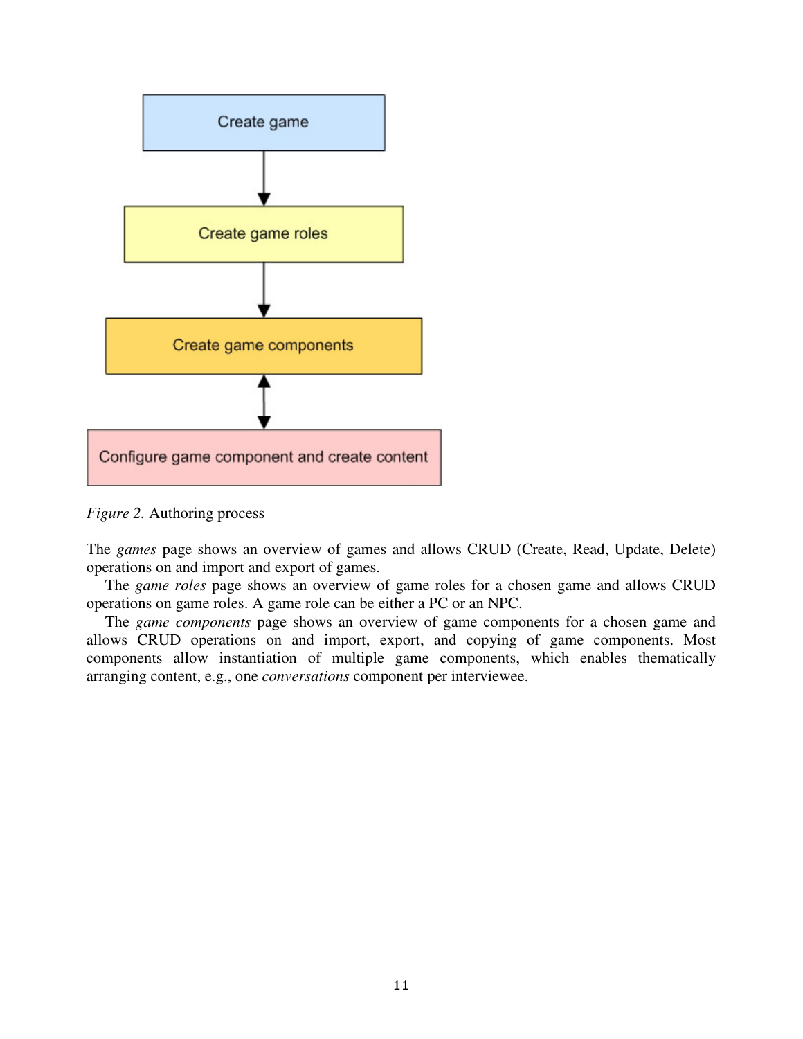Create game

Create game roles

Create game components

Configure game component and create content

*Figure 2.* Authoring process

The *games* page shows an overview of games and allows CRUD (Create, Read, Update, Delete) operations on and import and export of games.

The *game roles* page shows an overview of game roles for a chosen game and allows CRUD operations on game roles. A game role can be either a PC or an NPC.

The *game components* page shows an overview of game components for a chosen game and allows CRUD operations on and import, export, and copying of game components. Most components allow instantiation of multiple game components, which enables thematically arranging content, e.g., one *conversations* component per interviewee.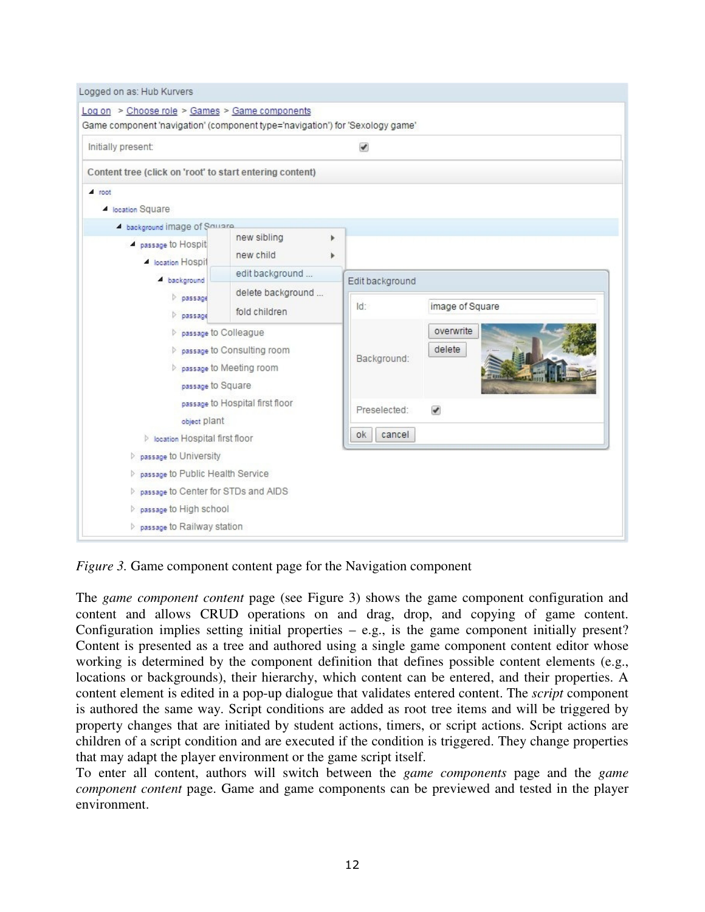*Figure 3.* Game component content page for the Navigation component

The *game component content* page (see Figure 3) shows the game component configuration and content and allows CRUD operations on and drag, drop, and copying of game content. Configuration implies setting initial properties – e.g., is the game component initially present? Content is presented as a tree and authored using a single game component content editor whose working is determined by the component definition that defines possible content elements (e.g., locations or backgrounds), their hierarchy, which content can be entered, and their properties. A content element is edited in a pop-up dialogue that validates entered content. The *script* component is authored the same way. Script conditions are added as root tree items and will be triggered by property changes that are initiated by student actions, timers, or script actions. Script actions are children of a script condition and are executed if the condition is triggered. They change properties that may adapt the player environment or the game script itself.

To enter all content, authors will switch between the *game components* page and the *game component content* page. Game and game components can be previewed and tested in the player environment.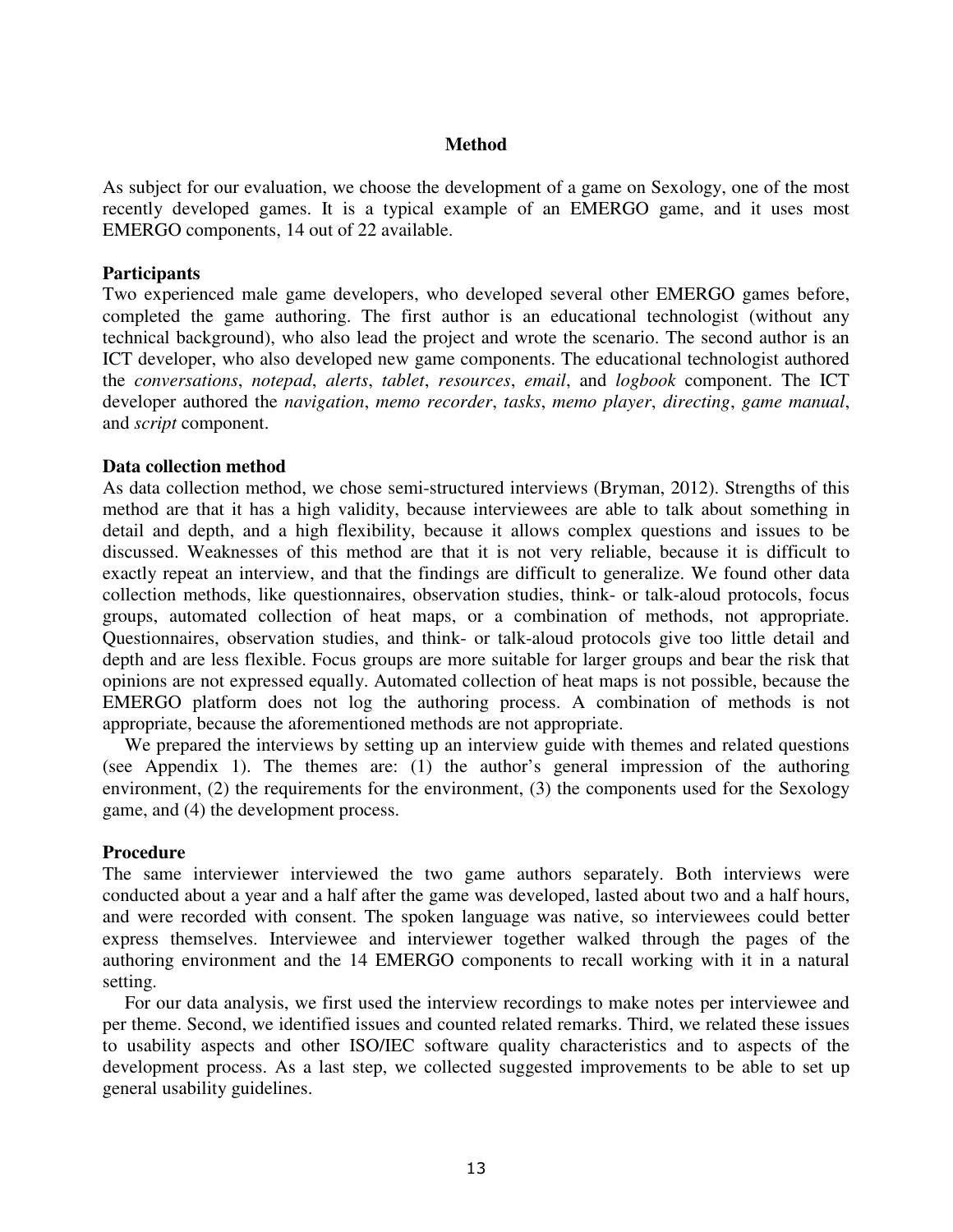# Method

As subject for our evaluation, we choose the development of a game on Sexology, one of the most recently developed games. It is a typical example of an EMERGO game, and it uses most EMERGO components, 14 out of 22 available.

## Participants

Two experienced male game developers, who developed several other EMERGO games before, completed the game authoring. The first author is an educational technologist (without any technical background), who also lead the project and wrote the scenario. The second author is an ICT developer, who also developed new game components. The educational technologist authored the *conversations*, *notepad*, *alerts*, *tablet*, *resources*, *email*, and *logbook* component. The ICT developer authored the *navigation*, *memo recorder*, *tasks*, *memo player*, *directing*, *game manual*, and *script* component.

## Data collection method

As data collection method, we chose semi-structured interviews (Bryman, 2012). Strengths of this method are that it has a high validity, because interviewees are able to talk about something in detail and depth, and a high flexibility, because it allows complex questions and issues to be discussed. Weaknesses of this method are that it is not very reliable, because it is difficult to exactly repeat an interview, and that the findings are difficult to generalize. We found other data collection methods, like questionnaires, observation studies, think- or talk-aloud protocols, focus groups, automated collection of heat maps, or a combination of methods, not appropriate. Questionnaires, observation studies, and think- or talk-aloud protocols give too little detail and depth and are less flexible. Focus groups are more suitable for larger groups and bear the risk that opinions are not expressed equally. Automated collection of heat maps is not possible, because the EMERGO platform does not log the authoring process. A combination of methods is not appropriate, because the aforementioned methods are not appropriate.

We prepared the interviews by setting up an interview guide with themes and related questions (see Appendix 1). The themes are: (1) the author's general impression of the authoring environment, (2) the requirements for the environment, (3) the components used for the Sexology game, and (4) the development process.

## Procedure

The same interviewer interviewed the two game authors separately. Both interviews were conducted about a year and a half after the game was developed, lasted about two and a half hours, and were recorded with consent. The spoken language was native, so interviewees could better express themselves. Interviewee and interviewer together walked through the pages of the authoring environment and the 14 EMERGO components to recall working with it in a natural setting.

For our data analysis, we first used the interview recordings to make notes per interviewee and per theme. Second, we identified issues and counted related remarks. Third, we related these issues to usability aspects and other ISO/IEC software quality characteristics and to aspects of the development process. As a last step, we collected suggested improvements to be able to set up general usability guidelines.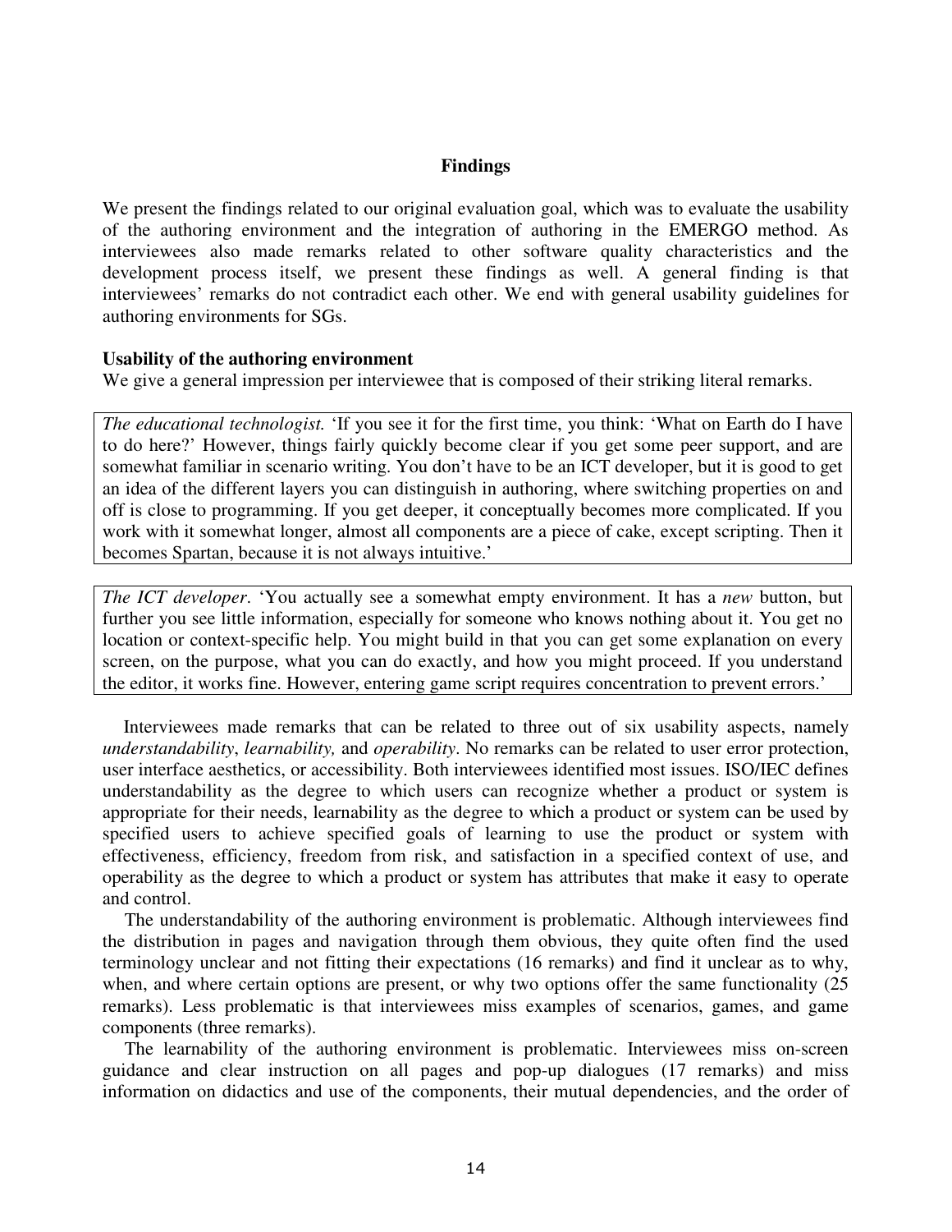## Findings

We present the findings related to our original evaluation goal, which was to evaluate the usability of the authoring environment and the integration of authoring in the EMERGO method. As interviewees also made remarks related to other software quality characteristics and the development process itself, we present these findings as well. A general finding is that interviewees' remarks do not contradict each other. We end with general usability guidelines for authoring environments for SGs.

### Usability of the authoring environment

We give a general impression per interviewee that is composed of their striking literal remarks.

> *The educational technologist.* 'If you see it for the first time, you think: 'What on Earth do I have to do here?' However, things fairly quickly become clear if you get some peer support, and are somewhat familiar in scenario writing. You don't have to be an ICT developer, but it is good to get an idea of the different layers you can distinguish in authoring, where switching properties on and off is close to programming. If you get deeper, it conceptually becomes more complicated. If you work with it somewhat longer, almost all components are a piece of cake, except scripting. Then it becomes Spartan, because it is not always intuitive.'

> *The ICT developer*. 'You actually see a somewhat empty environment. It has a *new* button, but further you see little information, especially for someone who knows nothing about it. You get no location or context-specific help. You might build in that you can get some explanation on every screen, on the purpose, what you can do exactly, and how you might proceed. If you understand the editor, it works fine. However, entering game script requires concentration to prevent errors.'

Interviewees made remarks that can be related to three out of six usability aspects, namely *understandability*, *learnability,* and *operability*. No remarks can be related to user error protection, user interface aesthetics, or accessibility. Both interviewees identified most issues. ISO/IEC defines understandability as the degree to which users can recognize whether a product or system is appropriate for their needs, learnability as the degree to which a product or system can be used by specified users to achieve specified goals of learning to use the product or system with effectiveness, efficiency, freedom from risk, and satisfaction in a specified context of use, and operability as the degree to which a product or system has attributes that make it easy to operate and control.

The understandability of the authoring environment is problematic. Although interviewees find the distribution in pages and navigation through them obvious, they quite often find the used terminology unclear and not fitting their expectations (16 remarks) and find it unclear as to why, when, and where certain options are present, or why two options offer the same functionality (25 remarks). Less problematic is that interviewees miss examples of scenarios, games, and game components (three remarks).

The learnability of the authoring environment is problematic. Interviewees miss on-screen guidance and clear instruction on all pages and pop-up dialogues (17 remarks) and miss information on didactics and use of the components, their mutual dependencies, and the order of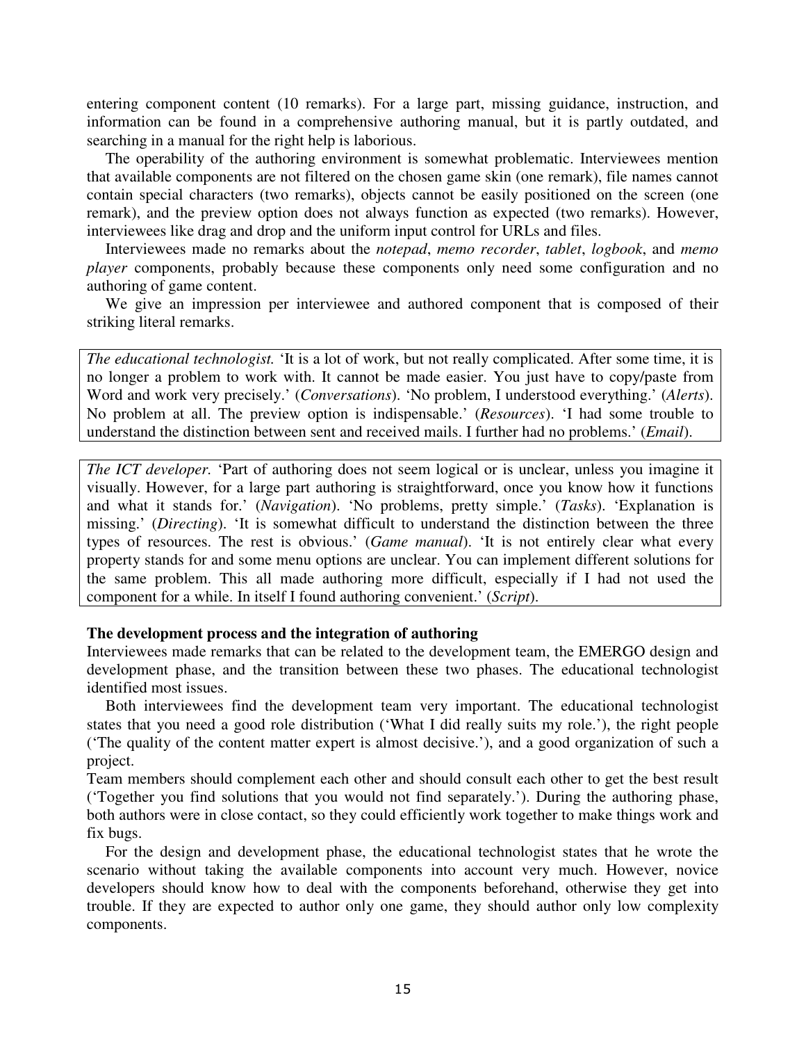entering component content (10 remarks). For a large part, missing guidance, instruction, and information can be found in a comprehensive authoring manual, but it is partly outdated, and searching in a manual for the right help is laborious.

The operability of the authoring environment is somewhat problematic. Interviewees mention that available components are not filtered on the chosen game skin (one remark), file names cannot contain special characters (two remarks), objects cannot be easily positioned on the screen (one remark), and the preview option does not always function as expected (two remarks). However, interviewees like drag and drop and the uniform input control for URLs and files.

Interviewees made no remarks about the *notepad*, *memo recorder*, *tablet*, *logbook*, and *memo player* components, probably because these components only need some configuration and no authoring of game content.

We give an impression per interviewee and authored component that is composed of their striking literal remarks.

> *The educational technologist.* 'It is a lot of work, but not really complicated. After some time, it is no longer a problem to work with. It cannot be made easier. You just have to copy/paste from Word and work very precisely.' (*Conversations*). 'No problem, I understood everything.' (*Alerts*). No problem at all. The preview option is indispensable.' (*Resources*). 'I had some trouble to understand the distinction between sent and received mails. I further had no problems.' (*Email*).

> *The ICT developer.* 'Part of authoring does not seem logical or is unclear, unless you imagine it visually. However, for a large part authoring is straightforward, once you know how it functions and what it stands for.' (*Navigation*). 'No problems, pretty simple.' (*Tasks*). 'Explanation is missing.' (*Directing*). 'It is somewhat difficult to understand the distinction between the three types of resources. The rest is obvious.' (*Game manual*). 'It is not entirely clear what every property stands for and some menu options are unclear. You can implement different solutions for the same problem. This all made authoring more difficult, especially if I had not used the component for a while. In itself I found authoring convenient.' (*Script*).

**The development process and the integration of authoring**

Interviewees made remarks that can be related to the development team, the EMERGO design and development phase, and the transition between these two phases. The educational technologist identified most issues.

Both interviewees find the development team very important. The educational technologist states that you need a good role distribution ('What I did really suits my role.'), the right people ('The quality of the content matter expert is almost decisive.'), and a good organization of such a project.

Team members should complement each other and should consult each other to get the best result ('Together you find solutions that you would not find separately.'). During the authoring phase, both authors were in close contact, so they could efficiently work together to make things work and fix bugs.

For the design and development phase, the educational technologist states that he wrote the scenario without taking the available components into account very much. However, novice developers should know how to deal with the components beforehand, otherwise they get into trouble. If they are expected to author only one game, they should author only low complexity components.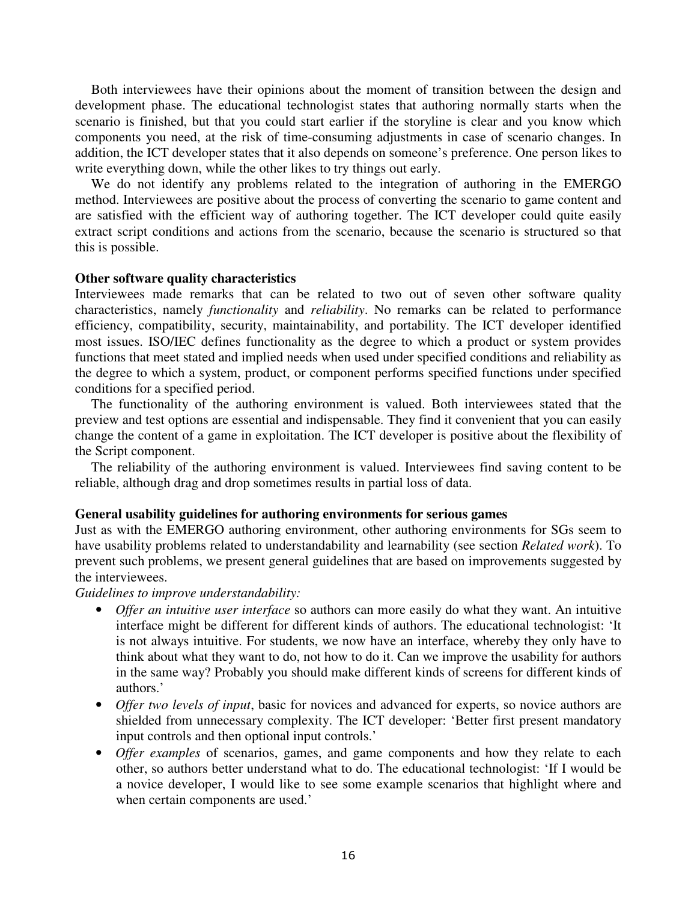Both interviewees have their opinions about the moment of transition between the design and development phase. The educational technologist states that authoring normally starts when the scenario is finished, but that you could start earlier if the storyline is clear and you know which components you need, at the risk of time-consuming adjustments in case of scenario changes. In addition, the ICT developer states that it also depends on someone's preference. One person likes to write everything down, while the other likes to try things out early.

We do not identify any problems related to the integration of authoring in the EMERGO method. Interviewees are positive about the process of converting the scenario to game content and are satisfied with the efficient way of authoring together. The ICT developer could quite easily extract script conditions and actions from the scenario, because the scenario is structured so that this is possible.

**Other software quality characteristics**

Interviewees made remarks that can be related to two out of seven other software quality characteristics, namely *functionality* and *reliability*. No remarks can be related to performance efficiency, compatibility, security, maintainability, and portability. The ICT developer identified most issues. ISO/IEC defines functionality as the degree to which a product or system provides functions that meet stated and implied needs when used under specified conditions and reliability as the degree to which a system, product, or component performs specified functions under specified conditions for a specified period.

The functionality of the authoring environment is valued. Both interviewees stated that the preview and test options are essential and indispensable. They find it convenient that you can easily change the content of a game in exploitation. The ICT developer is positive about the flexibility of the Script component.

The reliability of the authoring environment is valued. Interviewees find saving content to be reliable, although drag and drop sometimes results in partial loss of data.

**General usability guidelines for authoring environments for serious games**

Just as with the EMERGO authoring environment, other authoring environments for SGs seem to have usability problems related to understandability and learnability (see section *Related work*). To prevent such problems, we present general guidelines that are based on improvements suggested by the interviewees.

*Guidelines to improve understandability:*

- *Offer an intuitive user interface* so authors can more easily do what they want. An intuitive interface might be different for different kinds of authors. The educational technologist: 'It is not always intuitive. For students, we now have an interface, whereby they only have to think about what they want to do, not how to do it. Can we improve the usability for authors in the same way? Probably you should make different kinds of screens for different kinds of authors.'
- *Offer two levels of input*, basic for novices and advanced for experts, so novice authors are shielded from unnecessary complexity. The ICT developer: 'Better first present mandatory input controls and then optional input controls.'
- *Offer examples* of scenarios, games, and game components and how they relate to each other, so authors better understand what to do. The educational technologist: 'If I would be a novice developer, I would like to see some example scenarios that highlight where and when certain components are used.'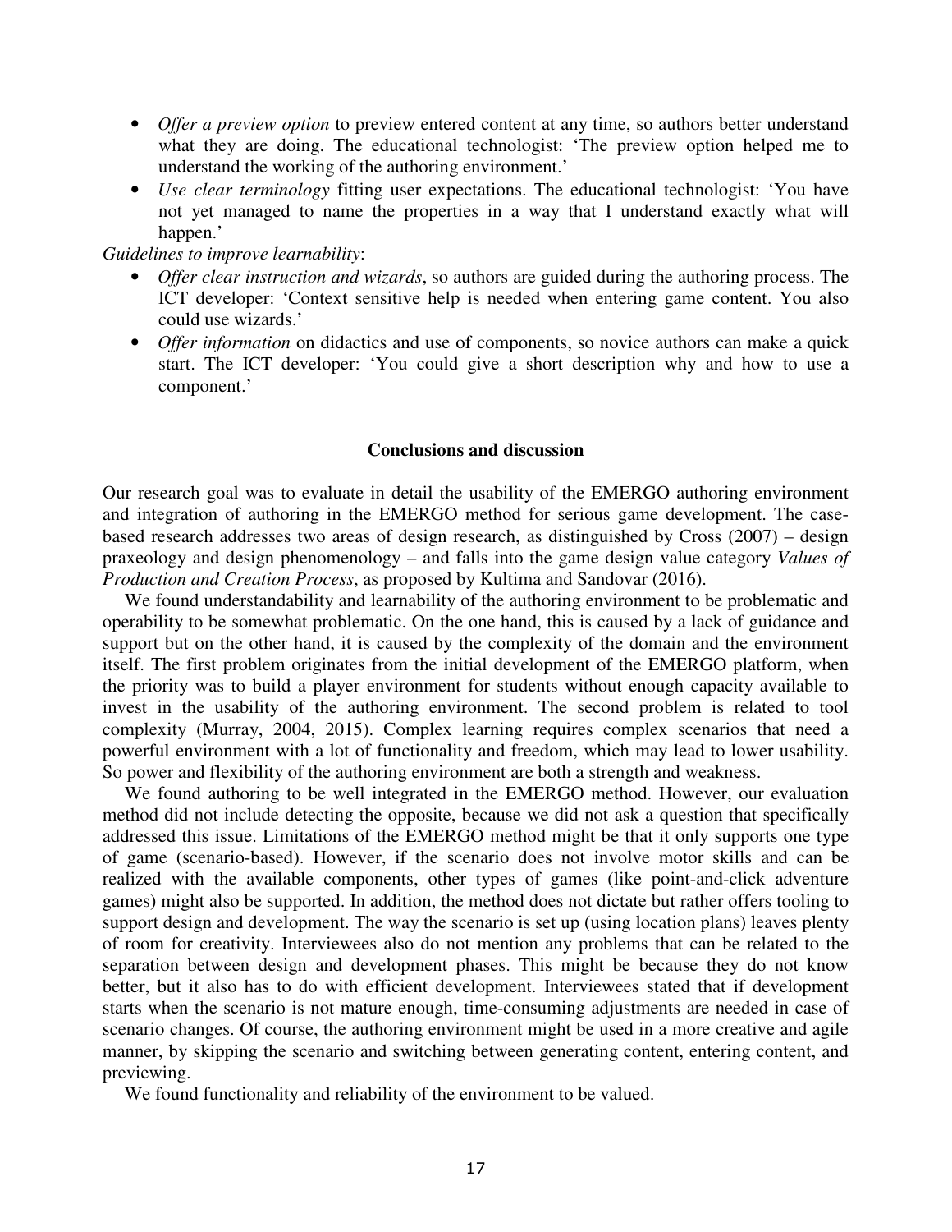- *Offer a preview option* to preview entered content at any time, so authors better understand what they are doing. The educational technologist: 'The preview option helped me to understand the working of the authoring environment.'
- *Use clear terminology* fitting user expectations. The educational technologist: 'You have not yet managed to name the properties in a way that I understand exactly what will happen.'

*Guidelines to improve learnability*:

- *Offer clear instruction and wizards*, so authors are guided during the authoring process. The ICT developer: 'Context sensitive help is needed when entering game content. You also could use wizards.'
- *Offer information* on didactics and use of components, so novice authors can make a quick start. The ICT developer: 'You could give a short description why and how to use a component.'

## Conclusions and discussion

Our research goal was to evaluate in detail the usability of the EMERGO authoring environment and integration of authoring in the EMERGO method for serious game development. The case-based research addresses two areas of design research, as distinguished by Cross (2007) – design praxeology and design phenomenology – and falls into the game design value category *Values of Production and Creation Process*, as proposed by Kultima and Sandovar (2016).

We found understandability and learnability of the authoring environment to be problematic and operability to be somewhat problematic. On the one hand, this is caused by a lack of guidance and support but on the other hand, it is caused by the complexity of the domain and the environment itself. The first problem originates from the initial development of the EMERGO platform, when the priority was to build a player environment for students without enough capacity available to invest in the usability of the authoring environment. The second problem is related to tool complexity (Murray, 2004, 2015). Complex learning requires complex scenarios that need a powerful environment with a lot of functionality and freedom, which may lead to lower usability. So power and flexibility of the authoring environment are both a strength and weakness.

We found authoring to be well integrated in the EMERGO method. However, our evaluation method did not include detecting the opposite, because we did not ask a question that specifically addressed this issue. Limitations of the EMERGO method might be that it only supports one type of game (scenario-based). However, if the scenario does not involve motor skills and can be realized with the available components, other types of games (like point-and-click adventure games) might also be supported. In addition, the method does not dictate but rather offers tooling to support design and development. The way the scenario is set up (using location plans) leaves plenty of room for creativity. Interviewees also do not mention any problems that can be related to the separation between design and development phases. This might be because they do not know better, but it also has to do with efficient development. Interviewees stated that if development starts when the scenario is not mature enough, time-consuming adjustments are needed in case of scenario changes. Of course, the authoring environment might be used in a more creative and agile manner, by skipping the scenario and switching between generating content, entering content, and previewing.

We found functionality and reliability of the environment to be valued.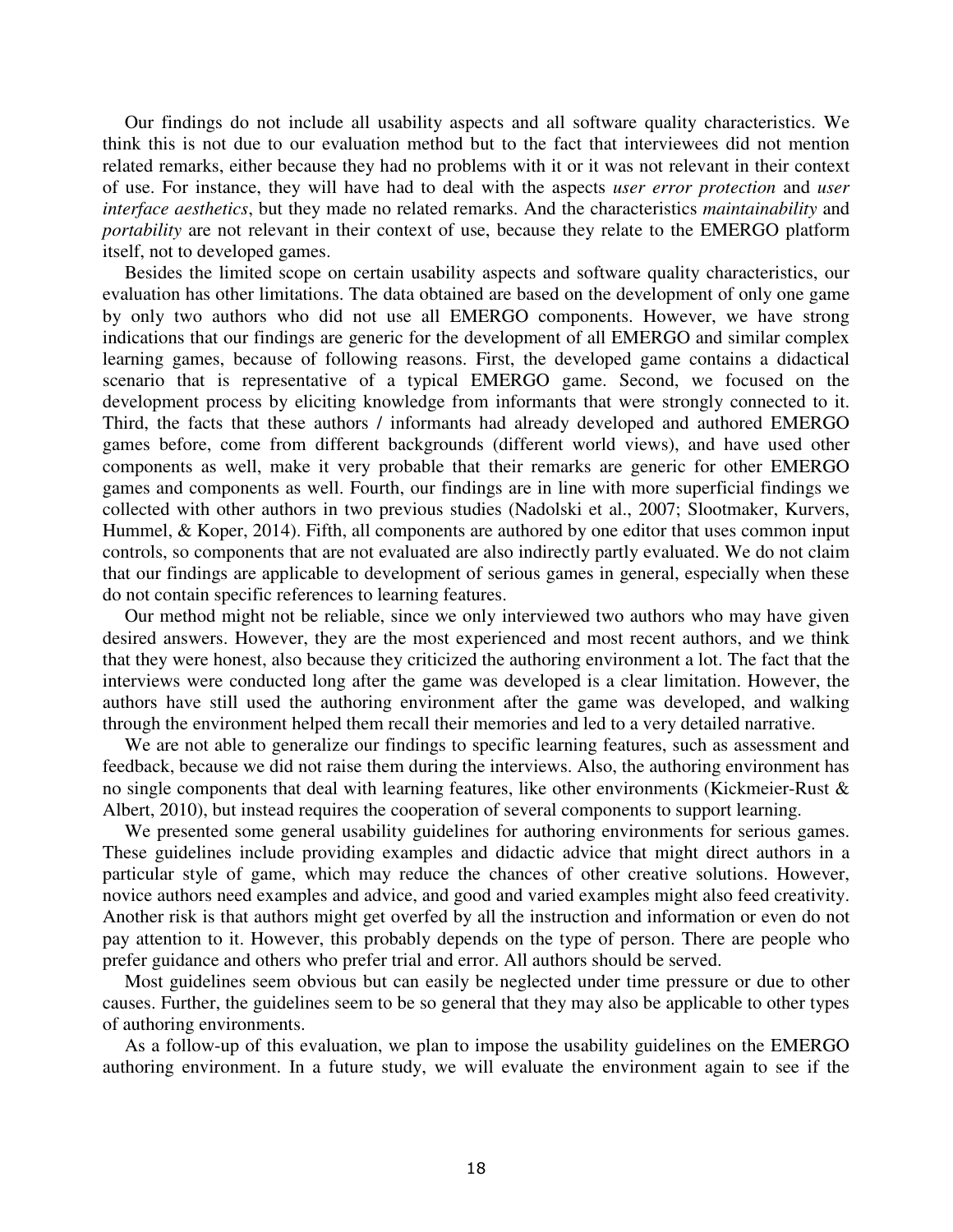Our findings do not include all usability aspects and all software quality characteristics. We think this is not due to our evaluation method but to the fact that interviewees did not mention related remarks, either because they had no problems with it or it was not relevant in their context of use. For instance, they will have had to deal with the aspects *user error protection* and *user interface aesthetics*, but they made no related remarks. And the characteristics *maintainability* and *portability* are not relevant in their context of use, because they relate to the EMERGO platform itself, not to developed games.

Besides the limited scope on certain usability aspects and software quality characteristics, our evaluation has other limitations. The data obtained are based on the development of only one game by only two authors who did not use all EMERGO components. However, we have strong indications that our findings are generic for the development of all EMERGO and similar complex learning games, because of following reasons. First, the developed game contains a didactical scenario that is representative of a typical EMERGO game. Second, we focused on the development process by eliciting knowledge from informants that were strongly connected to it. Third, the facts that these authors / informants had already developed and authored EMERGO games before, come from different backgrounds (different world views), and have used other components as well, make it very probable that their remarks are generic for other EMERGO games and components as well. Fourth, our findings are in line with more superficial findings we collected with other authors in two previous studies (Nadolski et al., 2007; Slootmaker, Kurvers, Hummel, & Koper, 2014). Fifth, all components are authored by one editor that uses common input controls, so components that are not evaluated are also indirectly partly evaluated. We do not claim that our findings are applicable to development of serious games in general, especially when these do not contain specific references to learning features.

Our method might not be reliable, since we only interviewed two authors who may have given desired answers. However, they are the most experienced and most recent authors, and we think that they were honest, also because they criticized the authoring environment a lot. The fact that the interviews were conducted long after the game was developed is a clear limitation. However, the authors have still used the authoring environment after the game was developed, and walking through the environment helped them recall their memories and led to a very detailed narrative.

We are not able to generalize our findings to specific learning features, such as assessment and feedback, because we did not raise them during the interviews. Also, the authoring environment has no single components that deal with learning features, like other environments (Kickmeier-Rust & Albert, 2010), but instead requires the cooperation of several components to support learning.

We presented some general usability guidelines for authoring environments for serious games. These guidelines include providing examples and didactic advice that might direct authors in a particular style of game, which may reduce the chances of other creative solutions. However, novice authors need examples and advice, and good and varied examples might also feed creativity. Another risk is that authors might get overfed by all the instruction and information or even do not pay attention to it. However, this probably depends on the type of person. There are people who prefer guidance and others who prefer trial and error. All authors should be served.

Most guidelines seem obvious but can easily be neglected under time pressure or due to other causes. Further, the guidelines seem to be so general that they may also be applicable to other types of authoring environments.

As a follow-up of this evaluation, we plan to impose the usability guidelines on the EMERGO authoring environment. In a future study, we will evaluate the environment again to see if the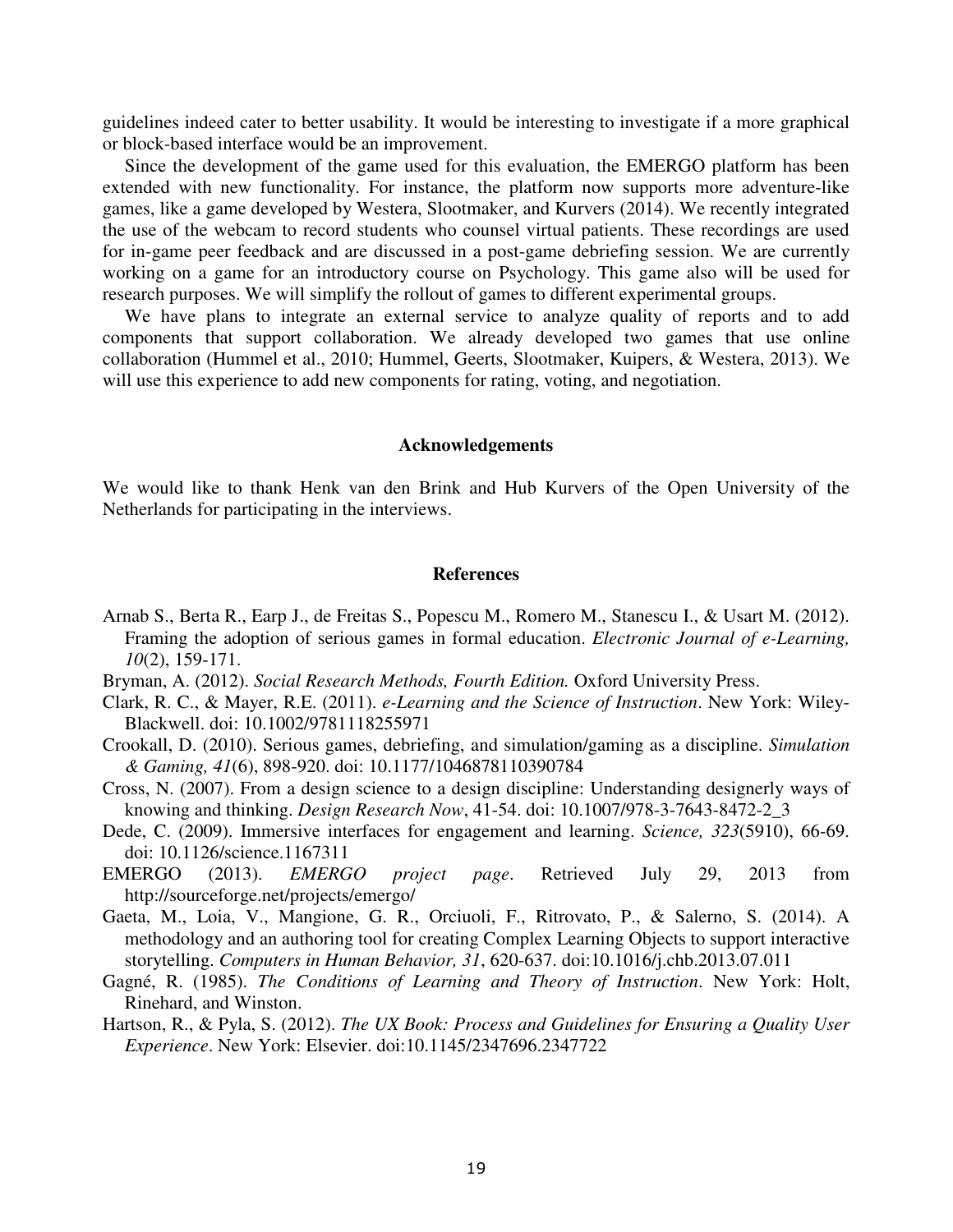guidelines indeed cater to better usability. It would be interesting to investigate if a more graphical or block-based interface would be an improvement.

Since the development of the game used for this evaluation, the EMERGO platform has been extended with new functionality. For instance, the platform now supports more adventure-like games, like a game developed by Westera, Slootmaker, and Kurvers (2014). We recently integrated the use of the webcam to record students who counsel virtual patients. These recordings are used for in-game peer feedback and are discussed in a post-game debriefing session. We are currently working on a game for an introductory course on Psychology. This game also will be used for research purposes. We will simplify the rollout of games to different experimental groups.

We have plans to integrate an external service to analyze quality of reports and to add components that support collaboration. We already developed two games that use online collaboration (Hummel et al., 2010; Hummel, Geerts, Slootmaker, Kuipers, & Westera, 2013). We will use this experience to add new components for rating, voting, and negotiation.

## Acknowledgements

We would like to thank Henk van den Brink and Hub Kurvers of the Open University of the Netherlands for participating in the interviews.

## References

Arnab S., Berta R., Earp J., de Freitas S., Popescu M., Romero M., Stanescu I., & Usart M. (2012). Framing the adoption of serious games in formal education. *Electronic Journal of e-Learning, 10*(2), 159-171.

Bryman, A. (2012). *Social Research Methods, Fourth Edition.* Oxford University Press.

Clark, R. C., & Mayer, R.E. (2011). *e-Learning and the Science of Instruction*. New York: Wiley-Blackwell. doi: 10.1002/9781118255971

Crookall, D. (2010). Serious games, debriefing, and simulation/gaming as a discipline. *Simulation & Gaming, 41*(6), 898-920. doi: 10.1177/1046878110390784

Cross, N. (2007). From a design science to a design discipline: Understanding designerly ways of knowing and thinking. *Design Research Now*, 41-54. doi: 10.1007/978-3-7643-8472-2_3

Dede, C. (2009). Immersive interfaces for engagement and learning. *Science, 323*(5910), 66-69. doi: 10.1126/science.1167311

EMERGO (2013). *EMERGO project page*. Retrieved July 29, 2013 from http://sourceforge.net/projects/emergo/

Gaeta, M., Loia, V., Mangione, G. R., Orciuoli, F., Ritrovato, P., & Salerno, S. (2014). A methodology and an authoring tool for creating Complex Learning Objects to support interactive storytelling. *Computers in Human Behavior, 31*, 620-637. doi:10.1016/j.chb.2013.07.011

Gagné, R. (1985). *The Conditions of Learning and Theory of Instruction*. New York: Holt, Rinehard, and Winston.

Hartson, R., & Pyla, S. (2012). *The UX Book: Process and Guidelines for Ensuring a Quality User Experience*. New York: Elsevier. doi:10.1145/2347696.2347722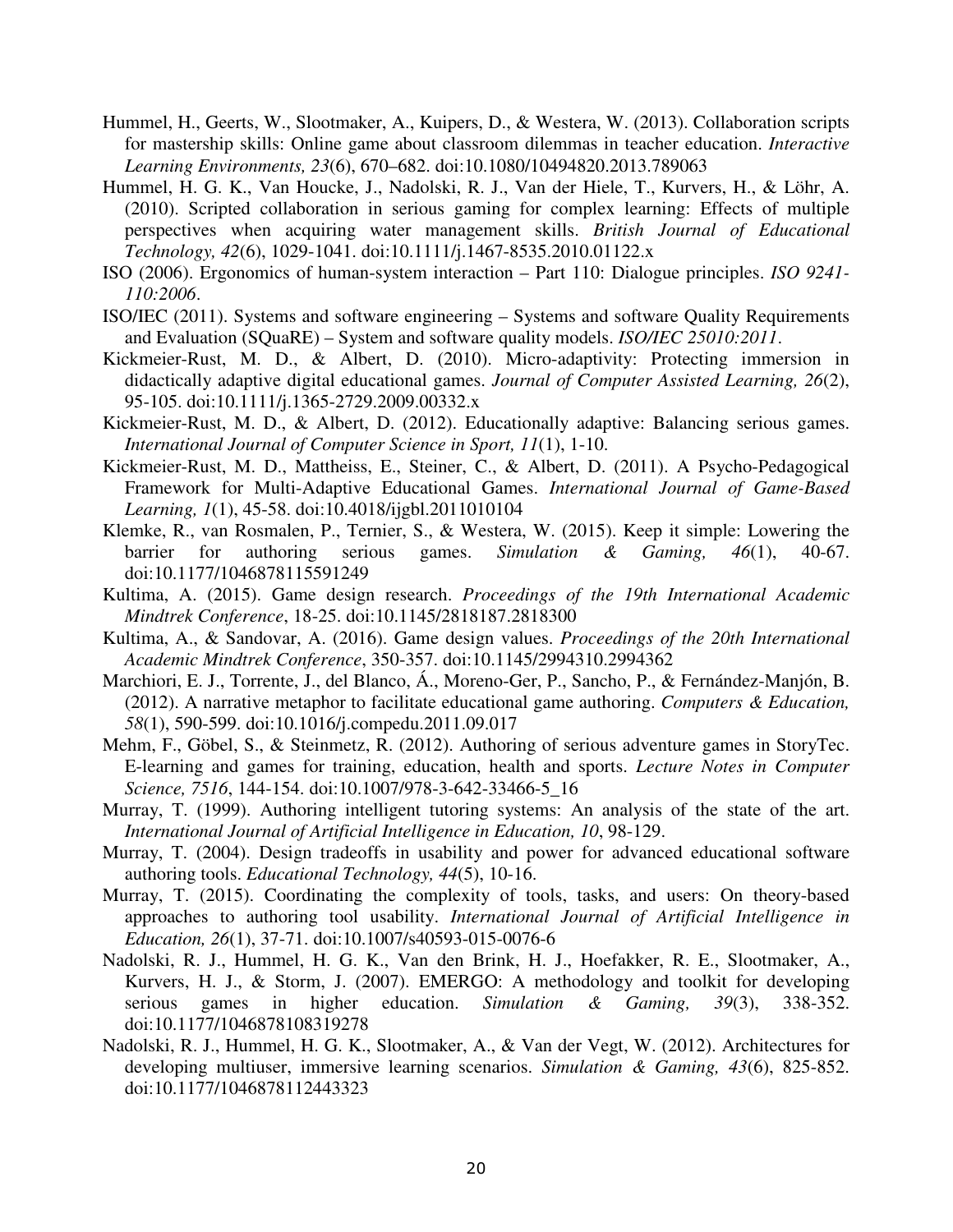Hummel, H., Geerts, W., Slootmaker, A., Kuipers, D., & Westera, W. (2013). Collaboration scripts for mastership skills: Online game about classroom dilemmas in teacher education. *Interactive Learning Environments, 23*(6), 670–682. doi:10.1080/10494820.2013.789063

Hummel, H. G. K., Van Houcke, J., Nadolski, R. J., Van der Hiele, T., Kurvers, H., & Löhr, A. (2010). Scripted collaboration in serious gaming for complex learning: Effects of multiple perspectives when acquiring water management skills. *British Journal of Educational Technology, 42*(6), 1029-1041. doi:10.1111/j.1467-8535.2010.01122.x

ISO (2006). Ergonomics of human-system interaction – Part 110: Dialogue principles. *ISO 9241-110:2006*.

ISO/IEC (2011). Systems and software engineering – Systems and software Quality Requirements and Evaluation (SQuaRE) – System and software quality models. *ISO/IEC 25010:2011*.

Kickmeier-Rust, M. D., & Albert, D. (2010). Micro-adaptivity: Protecting immersion in didactically adaptive digital educational games. *Journal of Computer Assisted Learning, 26*(2), 95-105. doi:10.1111/j.1365-2729.2009.00332.x

Kickmeier-Rust, M. D., & Albert, D. (2012). Educationally adaptive: Balancing serious games. *International Journal of Computer Science in Sport, 11*(1), 1-10.

Kickmeier-Rust, M. D., Mattheiss, E., Steiner, C., & Albert, D. (2011). A Psycho-Pedagogical Framework for Multi-Adaptive Educational Games. *International Journal of Game-Based Learning, 1*(1), 45-58. doi:10.4018/ijgbl.2011010104

Klemke, R., van Rosmalen, P., Ternier, S., & Westera, W. (2015). Keep it simple: Lowering the barrier for authoring serious games. *Simulation & Gaming, 46*(1), 40-67. doi:10.1177/1046878115591249

Kultima, A. (2015). Game design research. *Proceedings of the 19th International Academic Mindtrek Conference*, 18-25. doi:10.1145/2818187.2818300

Kultima, A., & Sandovar, A. (2016). Game design values. *Proceedings of the 20th International Academic Mindtrek Conference*, 350-357. doi:10.1145/2994310.2994362

Marchiori, E. J., Torrente, J., del Blanco, Á., Moreno-Ger, P., Sancho, P., & Fernández-Manjón, B. (2012). A narrative metaphor to facilitate educational game authoring. *Computers & Education, 58*(1), 590-599. doi:10.1016/j.compedu.2011.09.017

Mehm, F., Göbel, S., & Steinmetz, R. (2012). Authoring of serious adventure games in StoryTec. E-learning and games for training, education, health and sports. *Lecture Notes in Computer Science, 7516*, 144-154. doi:10.1007/978-3-642-33466-5_16

Murray, T. (1999). Authoring intelligent tutoring systems: An analysis of the state of the art. *International Journal of Artificial Intelligence in Education, 10*, 98-129.

Murray, T. (2004). Design tradeoffs in usability and power for advanced educational software authoring tools. *Educational Technology, 44*(5), 10-16.

Murray, T. (2015). Coordinating the complexity of tools, tasks, and users: On theory-based approaches to authoring tool usability. *International Journal of Artificial Intelligence in Education, 26*(1), 37-71. doi:10.1007/s40593-015-0076-6

Nadolski, R. J., Hummel, H. G. K., Van den Brink, H. J., Hoefakker, R. E., Slootmaker, A., Kurvers, H. J., & Storm, J. (2007). EMERGO: A methodology and toolkit for developing serious games in higher education. *Simulation & Gaming, 39*(3), 338-352. doi:10.1177/1046878108319278

Nadolski, R. J., Hummel, H. G. K., Slootmaker, A., & Van der Vegt, W. (2012). Architectures for developing multiuser, immersive learning scenarios. *Simulation & Gaming, 43*(6), 825-852. doi:10.1177/1046878112443323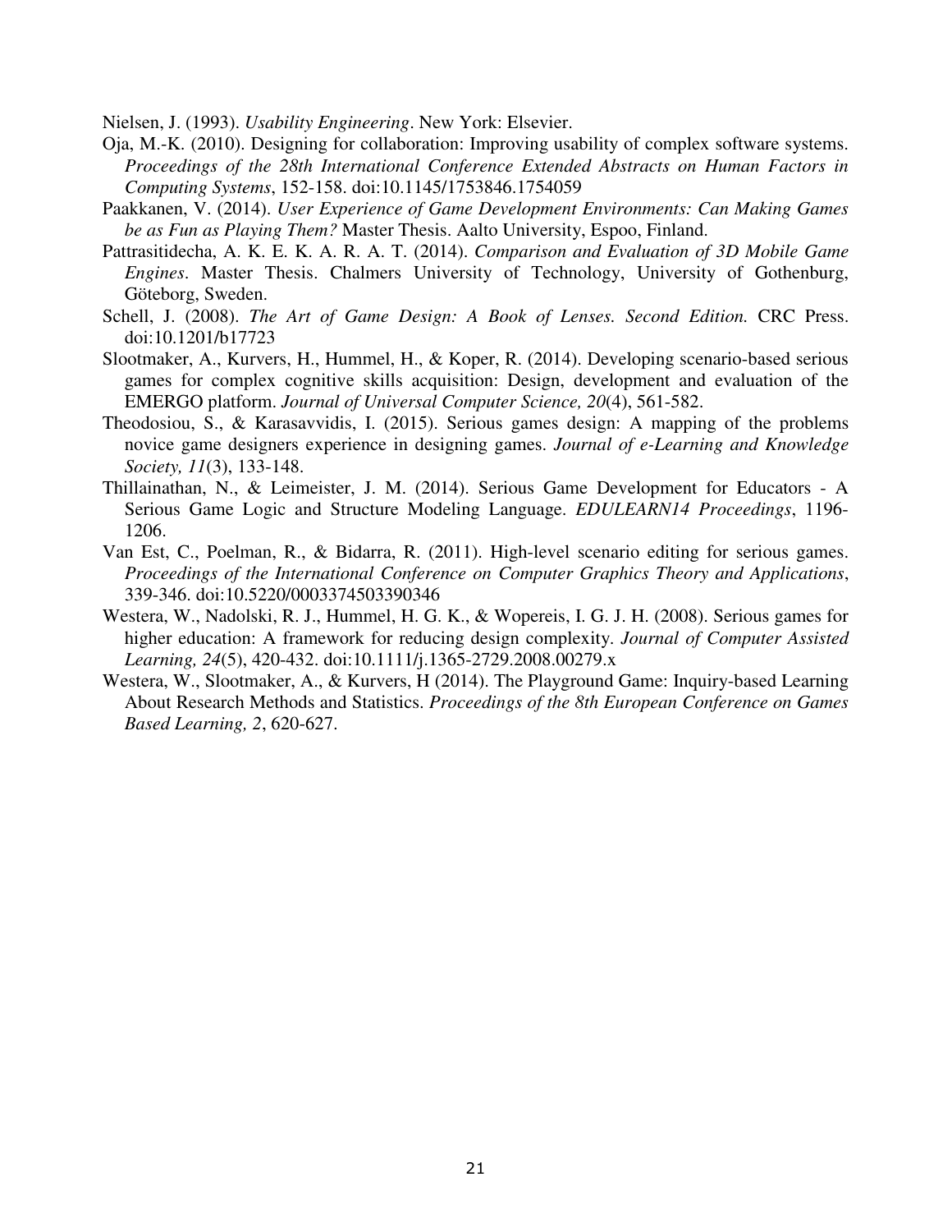Nielsen, J. (1993). *Usability Engineering*. New York: Elsevier.

Oja, M.-K. (2010). Designing for collaboration: Improving usability of complex software systems. *Proceedings of the 28th International Conference Extended Abstracts on Human Factors in Computing Systems*, 152-158. doi:10.1145/1753846.1754059

Paakkanen, V. (2014). *User Experience of Game Development Environments: Can Making Games be as Fun as Playing Them?* Master Thesis. Aalto University, Espoo, Finland.

Pattrasitidecha, A. K. E. K. A. R. A. T. (2014). *Comparison and Evaluation of 3D Mobile Game Engines*. Master Thesis. Chalmers University of Technology, University of Gothenburg, Göteborg, Sweden.

Schell, J. (2008). *The Art of Game Design: A Book of Lenses. Second Edition.* CRC Press. doi:10.1201/b17723

Slootmaker, A., Kurvers, H., Hummel, H., & Koper, R. (2014). Developing scenario-based serious games for complex cognitive skills acquisition: Design, development and evaluation of the EMERGO platform. *Journal of Universal Computer Science, 20*(4), 561-582.

Theodosiou, S., & Karasavvidis, I. (2015). Serious games design: A mapping of the problems novice game designers experience in designing games. *Journal of e-Learning and Knowledge Society, 11*(3), 133-148.

Thillainathan, N., & Leimeister, J. M. (2014). Serious Game Development for Educators - A Serious Game Logic and Structure Modeling Language. *EDULEARN14 Proceedings*, 1196-1206.

Van Est, C., Poelman, R., & Bidarra, R. (2011). High-level scenario editing for serious games. *Proceedings of the International Conference on Computer Graphics Theory and Applications*, 339-346. doi:10.5220/0003374503390346

Westera, W., Nadolski, R. J., Hummel, H. G. K., & Wopereis, I. G. J. H. (2008). Serious games for higher education: A framework for reducing design complexity. *Journal of Computer Assisted Learning, 24*(5), 420-432. doi:10.1111/j.1365-2729.2008.00279.x

Westera, W., Slootmaker, A., & Kurvers, H (2014). The Playground Game: Inquiry-based Learning About Research Methods and Statistics. *Proceedings of the 8th European Conference on Games Based Learning, 2*, 620-627.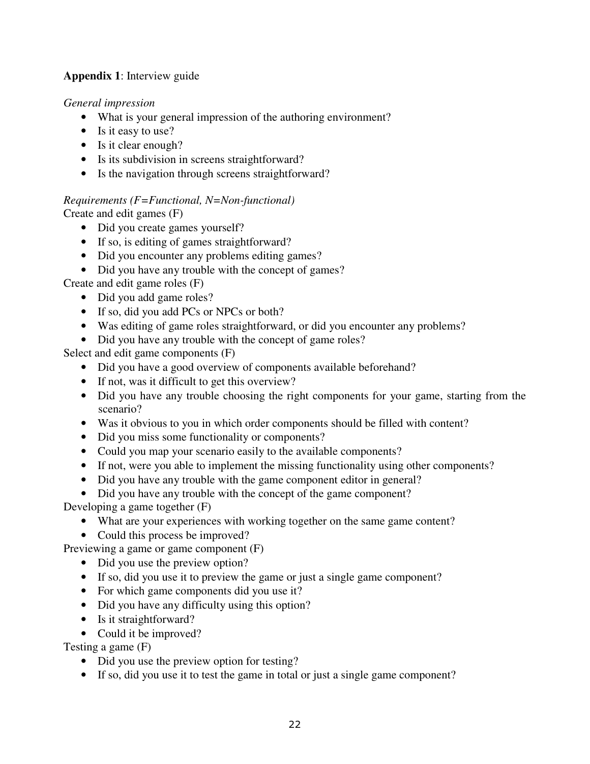**Appendix 1**: Interview guide

*General impression*

- What is your general impression of the authoring environment?
- Is it easy to use?
- Is it clear enough?
- Is its subdivision in screens straightforward?
- Is the navigation through screens straightforward?

*Requirements (F=Functional, N=Non-functional)*

Create and edit games (F)

- Did you create games yourself?
- If so, is editing of games straightforward?
- Did you encounter any problems editing games?
- Did you have any trouble with the concept of games?

Create and edit game roles (F)

- Did you add game roles?
- If so, did you add PCs or NPCs or both?
- Was editing of game roles straightforward, or did you encounter any problems?
- Did you have any trouble with the concept of game roles?

Select and edit game components (F)

- Did you have a good overview of components available beforehand?
- If not, was it difficult to get this overview?
- Did you have any trouble choosing the right components for your game, starting from the scenario?
- Was it obvious to you in which order components should be filled with content?
- Did you miss some functionality or components?
- Could you map your scenario easily to the available components?
- If not, were you able to implement the missing functionality using other components?
- Did you have any trouble with the game component editor in general?
- Did you have any trouble with the concept of the game component?

Developing a game together (F)

- What are your experiences with working together on the same game content?
- Could this process be improved?

Previewing a game or game component (F)

- Did you use the preview option?
- If so, did you use it to preview the game or just a single game component?
- For which game components did you use it?
- Did you have any difficulty using this option?
- Is it straightforward?
- Could it be improved?

Testing a game (F)

- Did you use the preview option for testing?
- If so, did you use it to test the game in total or just a single game component?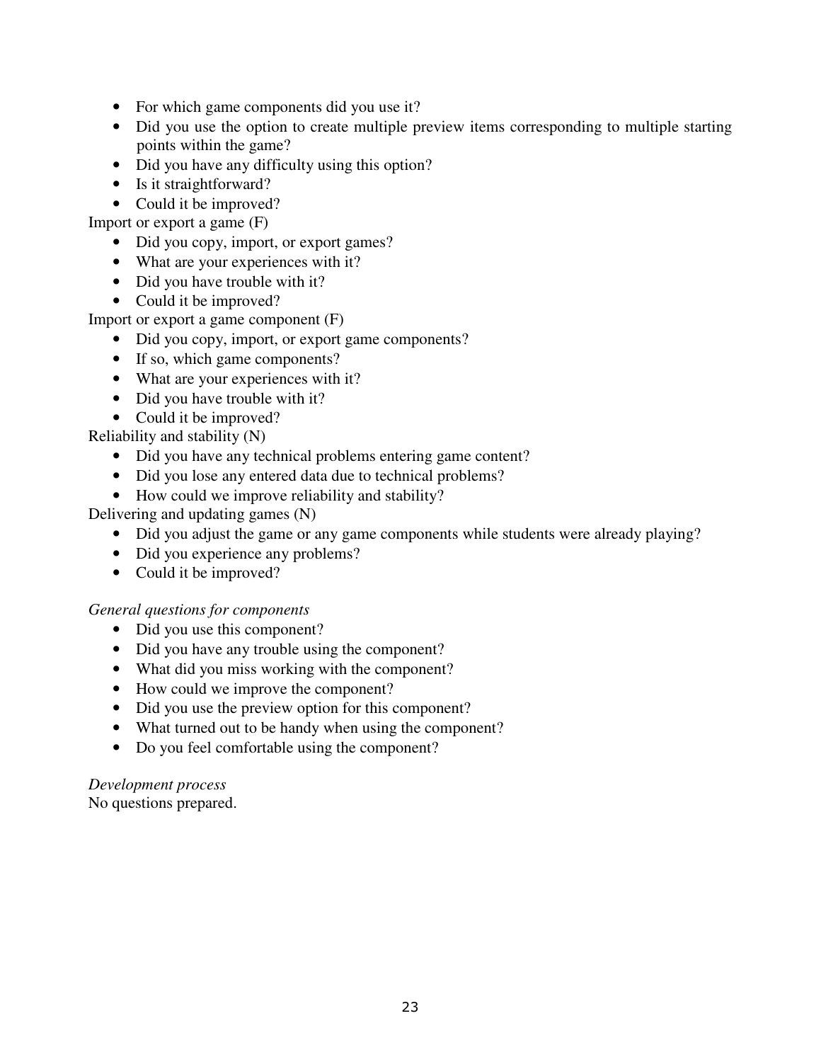- For which game components did you use it?
- Did you use the option to create multiple preview items corresponding to multiple starting points within the game?
- Did you have any difficulty using this option?
- Is it straightforward?
- Could it be improved?

Import or export a game (F)

- Did you copy, import, or export games?
- What are your experiences with it?
- Did you have trouble with it?
- Could it be improved?

Import or export a game component (F)

- Did you copy, import, or export game components?
- If so, which game components?
- What are your experiences with it?
- Did you have trouble with it?
- Could it be improved?

Reliability and stability (N)

- Did you have any technical problems entering game content?
- Did you lose any entered data due to technical problems?
- How could we improve reliability and stability?

Delivering and updating games (N)

- Did you adjust the game or any game components while students were already playing?
- Did you experience any problems?
- Could it be improved?

*General questions for components*

- Did you use this component?
- Did you have any trouble using the component?
- What did you miss working with the component?
- How could we improve the component?
- Did you use the preview option for this component?
- What turned out to be handy when using the component?
- Do you feel comfortable using the component?

*Development process*

No questions prepared.